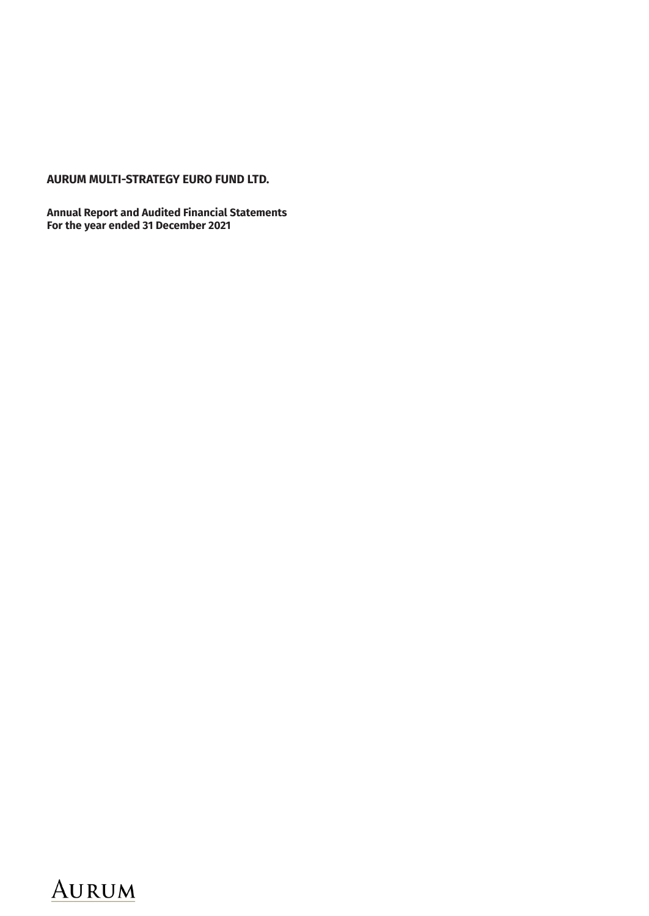# AURUM MULTI-STRATEGY EURO FUND LTD.

**Annual Report and Audited Financial Statements**
**For the year ended 31 December 2021**

AURUM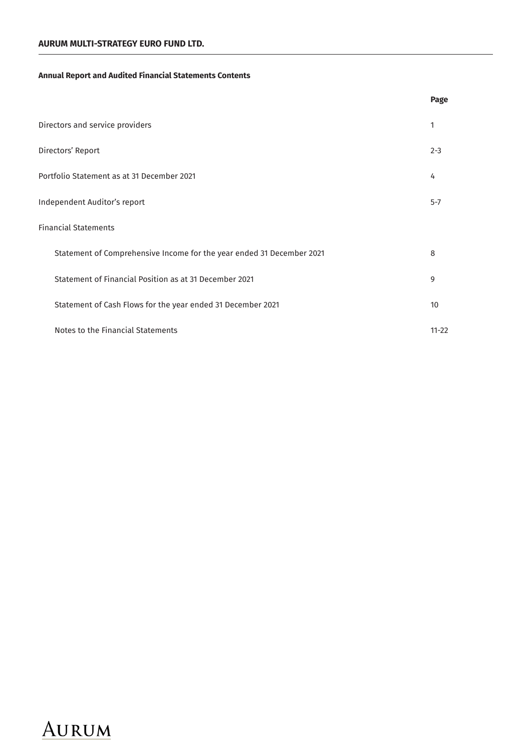**AURUM MULTI-STRATEGY EURO FUND LTD.**

## Annual Report and Audited Financial Statements Contents

| | Page |
|---|---|
| Directors and service providers | 1 |
| Directors' Report | 2-3 |
| Portfolio Statement as at 31 December 2021 | 4 |
| Independent Auditor's report | 5-7 |
| Financial Statements | |
| Statement of Comprehensive Income for the year ended 31 December 2021 | 8 |
| Statement of Financial Position as at 31 December 2021 | 9 |
| Statement of Cash Flows for the year ended 31 December 2021 | 10 |
| Notes to the Financial Statements | 11-22 |

AURUM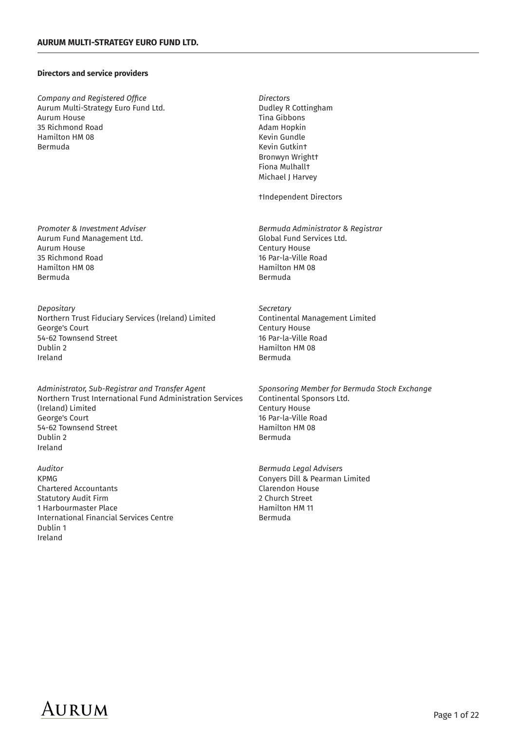## Directors and service providers

*Company and Registered Office*
Aurum Multi-Strategy Euro Fund Ltd.
Aurum House
35 Richmond Road
Hamilton HM 08
Bermuda

*Directors*
Dudley R Cottingham
Tina Gibbons
Adam Hopkin
Kevin Gundle
Kevin Gutkin†
Bronwyn Wright†
Fiona Mulhall†
Michael J Harvey

†Independent Directors

*Promoter & Investment Adviser*
Aurum Fund Management Ltd.
Aurum House
35 Richmond Road
Hamilton HM 08
Bermuda

*Bermuda Administrator & Registrar*
Global Fund Services Ltd.
Century House
16 Par-la-Ville Road
Hamilton HM 08
Bermuda

*Depositary*
Northern Trust Fiduciary Services (Ireland) Limited
George's Court
54-62 Townsend Street
Dublin 2
Ireland

*Secretary*
Continental Management Limited
Century House
16 Par-la-Ville Road
Hamilton HM 08
Bermuda

*Administrator, Sub-Registrar and Transfer Agent*
Northern Trust International Fund Administration Services (Ireland) Limited
George's Court
54-62 Townsend Street
Dublin 2
Ireland

*Sponsoring Member for Bermuda Stock Exchange*
Continental Sponsors Ltd.
Century House
16 Par-la-Ville Road
Hamilton HM 08
Bermuda

*Auditor*
KPMG
Chartered Accountants
Statutory Audit Firm
1 Harbourmaster Place
International Financial Services Centre
Dublin 1
Ireland

*Bermuda Legal Advisers*
Conyers Dill & Pearman Limited
Clarendon House
2 Church Street
Hamilton HM 11
Bermuda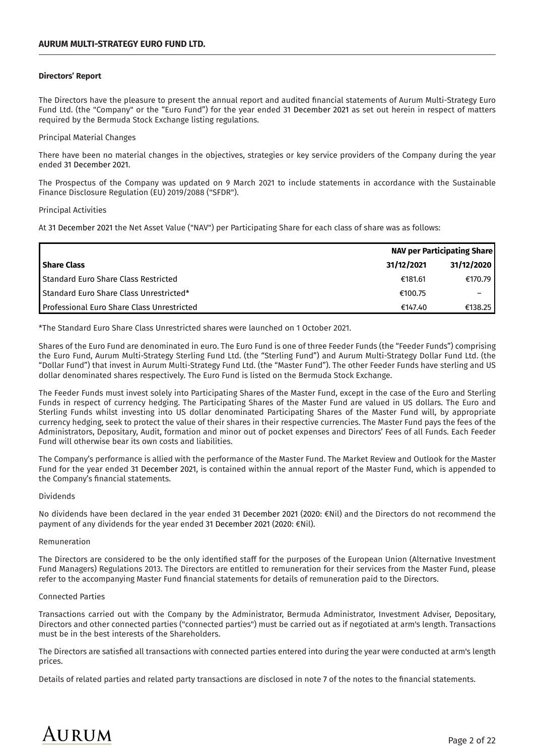## Directors' Report

The Directors have the pleasure to present the annual report and audited financial statements of Aurum Multi-Strategy Euro Fund Ltd. (the "Company" or the "Euro Fund") for the year ended 31 December 2021 as set out herein in respect of matters required by the Bermuda Stock Exchange listing regulations.

Principal Material Changes

There have been no material changes in the objectives, strategies or key service providers of the Company during the year ended 31 December 2021.

The Prospectus of the Company was updated on 9 March 2021 to include statements in accordance with the Sustainable Finance Disclosure Regulation (EU) 2019/2088 ("SFDR").

Principal Activities

At 31 December 2021 the Net Asset Value ("NAV") per Participating Share for each class of share was as follows:

| | NAV per Participating Share | |
|---|---|---|
| **Share Class** | **31/12/2021** | **31/12/2020** |
| Standard Euro Share Class Restricted | €181.61 | €170.79 |
| Standard Euro Share Class Unrestricted* | €100.75 | – |
| Professional Euro Share Class Unrestricted | €147.40 | €138.25 |

*The Standard Euro Share Class Unrestricted shares were launched on 1 October 2021.

Shares of the Euro Fund are denominated in euro. The Euro Fund is one of three Feeder Funds (the "Feeder Funds") comprising the Euro Fund, Aurum Multi-Strategy Sterling Fund Ltd. (the "Sterling Fund") and Aurum Multi-Strategy Dollar Fund Ltd. (the "Dollar Fund") that invest in Aurum Multi-Strategy Fund Ltd. (the "Master Fund"). The other Feeder Funds have sterling and US dollar denominated shares respectively. The Euro Fund is listed on the Bermuda Stock Exchange.

The Feeder Funds must invest solely into Participating Shares of the Master Fund, except in the case of the Euro and Sterling Funds in respect of currency hedging. The Participating Shares of the Master Fund are valued in US dollars. The Euro and Sterling Funds whilst investing into US dollar denominated Participating Shares of the Master Fund will, by appropriate currency hedging, seek to protect the value of their shares in their respective currencies. The Master Fund pays the fees of the Administrators, Depositary, Audit, formation and minor out of pocket expenses and Directors' Fees of all Funds. Each Feeder Fund will otherwise bear its own costs and liabilities.

The Company's performance is allied with the performance of the Master Fund. The Market Review and Outlook for the Master Fund for the year ended 31 December 2021, is contained within the annual report of the Master Fund, which is appended to the Company's financial statements.

Dividends

No dividends have been declared in the year ended 31 December 2021 (2020: €Nil) and the Directors do not recommend the payment of any dividends for the year ended 31 December 2021 (2020: €Nil).

Remuneration

The Directors are considered to be the only identified staff for the purposes of the European Union (Alternative Investment Fund Managers) Regulations 2013. The Directors are entitled to remuneration for their services from the Master Fund, please refer to the accompanying Master Fund financial statements for details of remuneration paid to the Directors.

Connected Parties

Transactions carried out with the Company by the Administrator, Bermuda Administrator, Investment Adviser, Depositary, Directors and other connected parties ("connected parties") must be carried out as if negotiated at arm's length. Transactions must be in the best interests of the Shareholders.

The Directors are satisfied all transactions with connected parties entered into during the year were conducted at arm's length prices.

Details of related parties and related party transactions are disclosed in note 7 of the notes to the financial statements.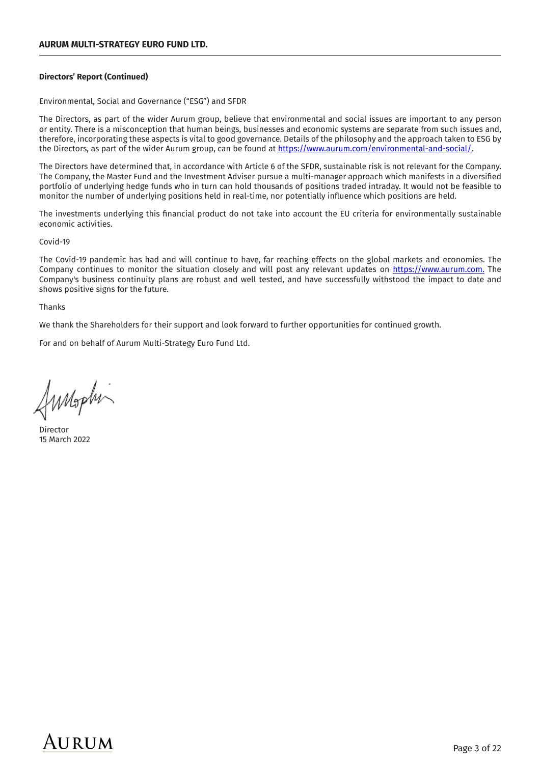**Directors' Report (Continued)**

Environmental, Social and Governance ("ESG") and SFDR

The Directors, as part of the wider Aurum group, believe that environmental and social issues are important to any person or entity. There is a misconception that human beings, businesses and economic systems are separate from such issues and, therefore, incorporating these aspects is vital to good governance. Details of the philosophy and the approach taken to ESG by the Directors, as part of the wider Aurum group, can be found at https://www.aurum.com/environmental-and-social/.

The Directors have determined that, in accordance with Article 6 of the SFDR, sustainable risk is not relevant for the Company. The Company, the Master Fund and the Investment Adviser pursue a multi-manager approach which manifests in a diversified portfolio of underlying hedge funds who in turn can hold thousands of positions traded intraday. It would not be feasible to monitor the number of underlying positions held in real-time, nor potentially influence which positions are held.

The investments underlying this financial product do not take into account the EU criteria for environmentally sustainable economic activities.

Covid-19

The Covid-19 pandemic has had and will continue to have, far reaching effects on the global markets and economies. The Company continues to monitor the situation closely and will post any relevant updates on https://www.aurum.com. The Company's business continuity plans are robust and well tested, and have successfully withstood the impact to date and shows positive signs for the future.

Thanks

We thank the Shareholders for their support and look forward to further opportunities for continued growth.

For and on behalf of Aurum Multi-Strategy Euro Fund Ltd.

Director
15 March 2022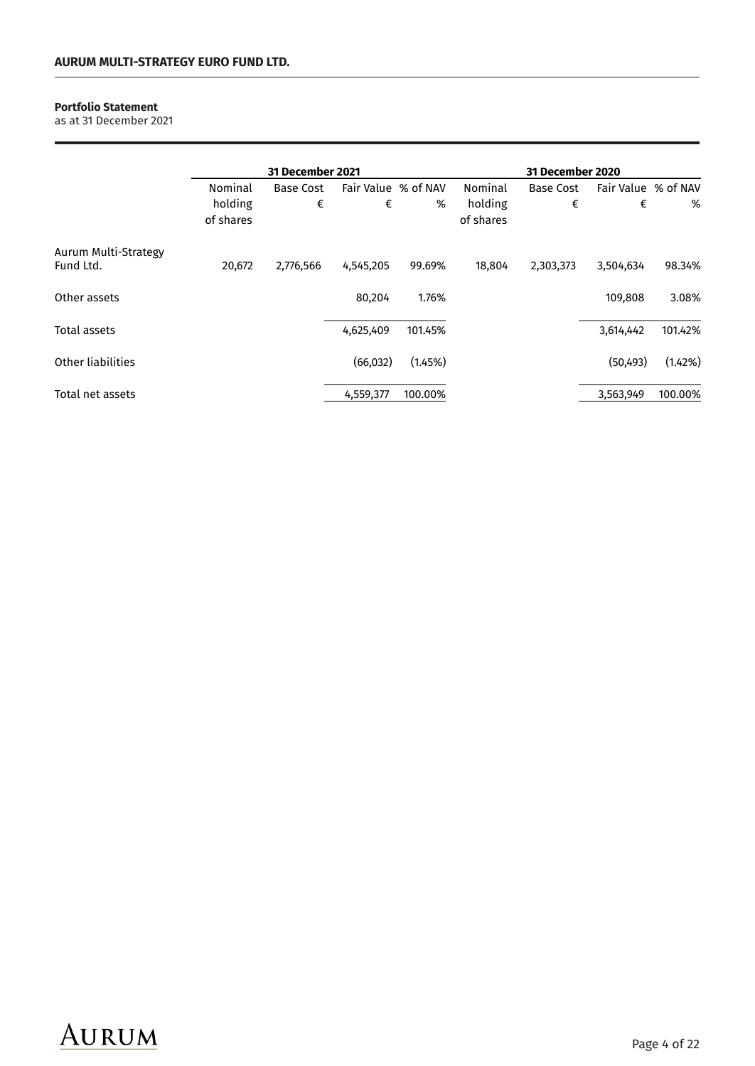**AURUM MULTI-STRATEGY EURO FUND LTD.**

**Portfolio Statement**
as at 31 December 2021

| | 31 December 2021 | | | | 31 December 2020 | | | |
|---|---|---|---|---|---|---|---|---|
| | Nominal holding of shares | Base Cost € | Fair Value € | % of NAV % | Nominal holding of shares | Base Cost € | Fair Value € | % of NAV % |
| Aurum Multi-Strategy Fund Ltd. | 20,672 | 2,776,566 | 4,545,205 | 99.69% | 18,804 | 2,303,373 | 3,504,634 | 98.34% |
| Other assets | | | 80,204 | 1.76% | | | 109,808 | 3.08% |
| Total assets | | | 4,625,409 | 101.45% | | | 3,614,442 | 101.42% |
| Other liabilities | | | (66,032) | (1.45%) | | | (50,493) | (1.42%) |
| Total net assets | | | 4,559,377 | 100.00% | | | 3,563,949 | 100.00% |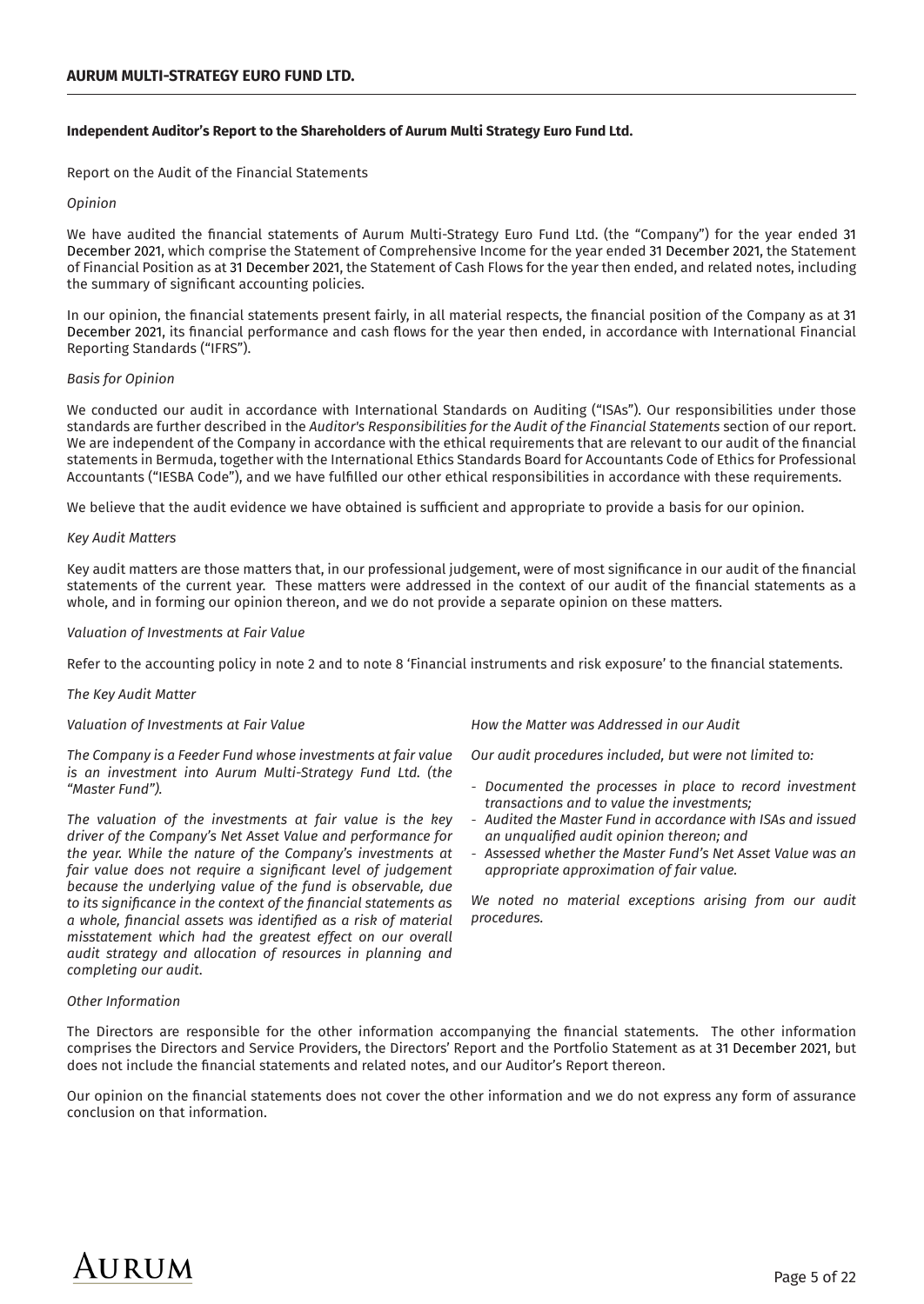**Independent Auditor's Report to the Shareholders of Aurum Multi Strategy Euro Fund Ltd.**

Report on the Audit of the Financial Statements

*Opinion*

We have audited the financial statements of Aurum Multi-Strategy Euro Fund Ltd. (the "Company") for the year ended 31 December 2021, which comprise the Statement of Comprehensive Income for the year ended 31 December 2021, the Statement of Financial Position as at 31 December 2021, the Statement of Cash Flows for the year then ended, and related notes, including the summary of significant accounting policies.

In our opinion, the financial statements present fairly, in all material respects, the financial position of the Company as at 31 December 2021, its financial performance and cash flows for the year then ended, in accordance with International Financial Reporting Standards ("IFRS").

*Basis for Opinion*

We conducted our audit in accordance with International Standards on Auditing ("ISAs"). Our responsibilities under those standards are further described in the *Auditor's Responsibilities for the Audit of the Financial Statements* section of our report. We are independent of the Company in accordance with the ethical requirements that are relevant to our audit of the financial statements in Bermuda, together with the International Ethics Standards Board for Accountants Code of Ethics for Professional Accountants ("IESBA Code"), and we have fulfilled our other ethical responsibilities in accordance with these requirements.

We believe that the audit evidence we have obtained is sufficient and appropriate to provide a basis for our opinion.

*Key Audit Matters*

Key audit matters are those matters that, in our professional judgement, were of most significance in our audit of the financial statements of the current year. These matters were addressed in the context of our audit of the financial statements as a whole, and in forming our opinion thereon, and we do not provide a separate opinion on these matters.

*Valuation of Investments at Fair Value*

Refer to the accounting policy in note 2 and to note 8 'Financial instruments and risk exposure' to the financial statements.

*The Key Audit Matter*

*Valuation of Investments at Fair Value*

*The Company is a Feeder Fund whose investments at fair value is an investment into Aurum Multi-Strategy Fund Ltd. (the "Master Fund").*

*The valuation of the investments at fair value is the key driver of the Company's Net Asset Value and performance for the year. While the nature of the Company's investments at fair value does not require a significant level of judgement because the underlying value of the fund is observable, due to its significance in the context of the financial statements as a whole, financial assets was identified as a risk of material misstatement which had the greatest effect on our overall audit strategy and allocation of resources in planning and completing our audit.*

*How the Matter was Addressed in our Audit*

*Our audit procedures included, but were not limited to:*

- *Documented the processes in place to record investment transactions and to value the investments;*
- *Audited the Master Fund in accordance with ISAs and issued an unqualified audit opinion thereon; and*
- *Assessed whether the Master Fund's Net Asset Value was an appropriate approximation of fair value.*

*We noted no material exceptions arising from our audit procedures.*

*Other Information*

The Directors are responsible for the other information accompanying the financial statements. The other information comprises the Directors and Service Providers, the Directors' Report and the Portfolio Statement as at 31 December 2021, but does not include the financial statements and related notes, and our Auditor's Report thereon.

Our opinion on the financial statements does not cover the other information and we do not express any form of assurance conclusion on that information.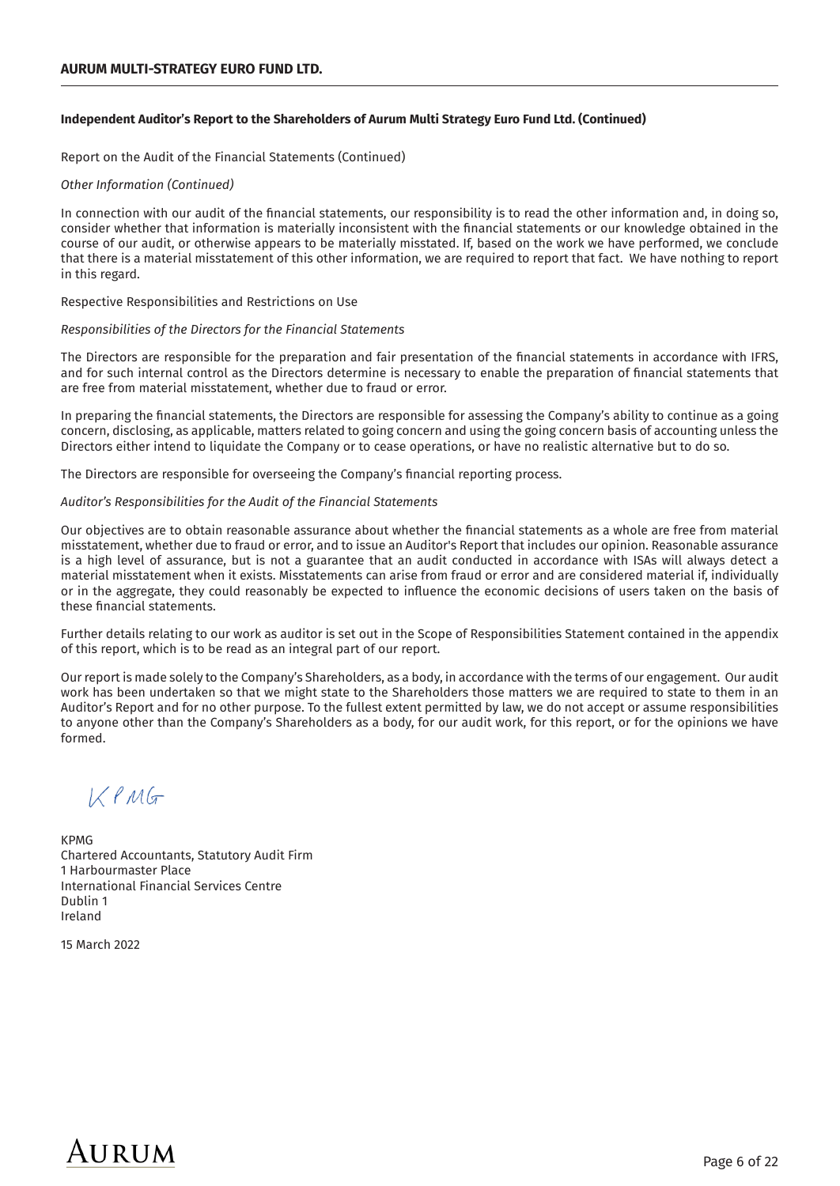## Independent Auditor's Report to the Shareholders of Aurum Multi Strategy Euro Fund Ltd. (Continued)

Report on the Audit of the Financial Statements (Continued)

*Other Information (Continued)*

In connection with our audit of the financial statements, our responsibility is to read the other information and, in doing so, consider whether that information is materially inconsistent with the financial statements or our knowledge obtained in the course of our audit, or otherwise appears to be materially misstated. If, based on the work we have performed, we conclude that there is a material misstatement of this other information, we are required to report that fact. We have nothing to report in this regard.

Respective Responsibilities and Restrictions on Use

*Responsibilities of the Directors for the Financial Statements*

The Directors are responsible for the preparation and fair presentation of the financial statements in accordance with IFRS, and for such internal control as the Directors determine is necessary to enable the preparation of financial statements that are free from material misstatement, whether due to fraud or error.

In preparing the financial statements, the Directors are responsible for assessing the Company's ability to continue as a going concern, disclosing, as applicable, matters related to going concern and using the going concern basis of accounting unless the Directors either intend to liquidate the Company or to cease operations, or have no realistic alternative but to do so.

The Directors are responsible for overseeing the Company's financial reporting process.

*Auditor's Responsibilities for the Audit of the Financial Statements*

Our objectives are to obtain reasonable assurance about whether the financial statements as a whole are free from material misstatement, whether due to fraud or error, and to issue an Auditor's Report that includes our opinion. Reasonable assurance is a high level of assurance, but is not a guarantee that an audit conducted in accordance with ISAs will always detect a material misstatement when it exists. Misstatements can arise from fraud or error and are considered material if, individually or in the aggregate, they could reasonably be expected to influence the economic decisions of users taken on the basis of these financial statements.

Further details relating to our work as auditor is set out in the Scope of Responsibilities Statement contained in the appendix of this report, which is to be read as an integral part of our report.

Our report is made solely to the Company's Shareholders, as a body, in accordance with the terms of our engagement. Our audit work has been undertaken so that we might state to the Shareholders those matters we are required to state to them in an Auditor's Report and for no other purpose. To the fullest extent permitted by law, we do not accept or assume responsibilities to anyone other than the Company's Shareholders as a body, for our audit work, for this report, or for the opinions we have formed.

KPMG

KPMG
Chartered Accountants, Statutory Audit Firm
1 Harbourmaster Place
International Financial Services Centre
Dublin 1
Ireland

15 March 2022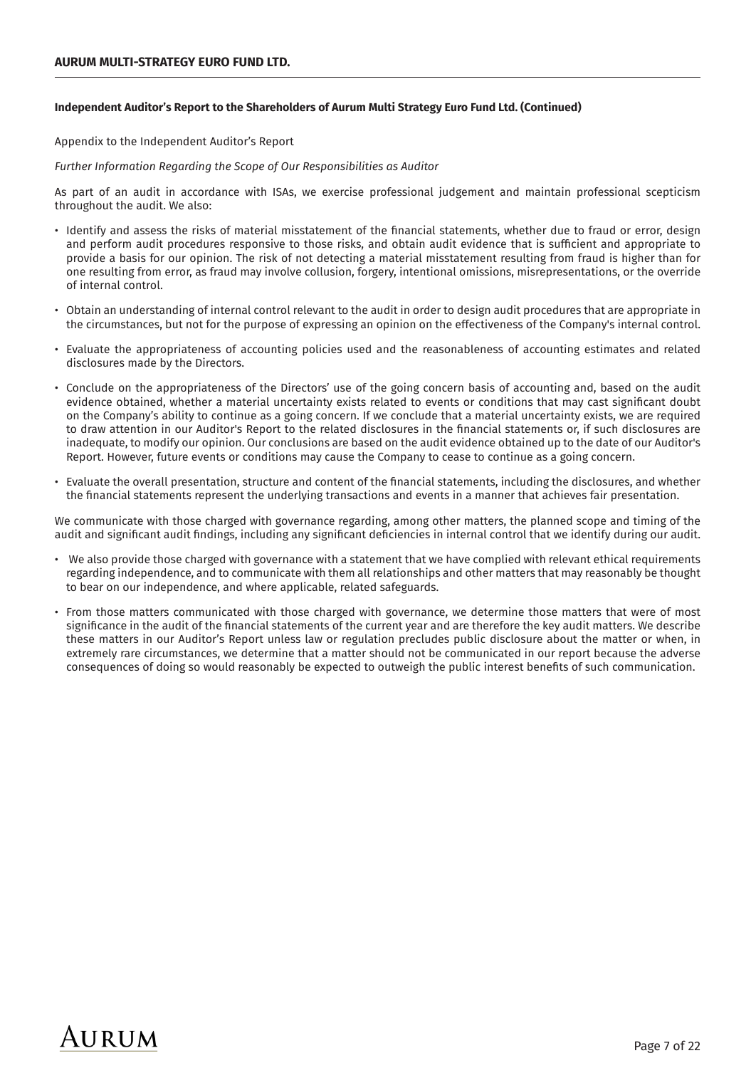**Independent Auditor's Report to the Shareholders of Aurum Multi Strategy Euro Fund Ltd. (Continued)**

Appendix to the Independent Auditor's Report

*Further Information Regarding the Scope of Our Responsibilities as Auditor*

As part of an audit in accordance with ISAs, we exercise professional judgement and maintain professional scepticism throughout the audit. We also:

- Identify and assess the risks of material misstatement of the financial statements, whether due to fraud or error, design and perform audit procedures responsive to those risks, and obtain audit evidence that is sufficient and appropriate to provide a basis for our opinion. The risk of not detecting a material misstatement resulting from fraud is higher than for one resulting from error, as fraud may involve collusion, forgery, intentional omissions, misrepresentations, or the override of internal control.
- Obtain an understanding of internal control relevant to the audit in order to design audit procedures that are appropriate in the circumstances, but not for the purpose of expressing an opinion on the effectiveness of the Company's internal control.
- Evaluate the appropriateness of accounting policies used and the reasonableness of accounting estimates and related disclosures made by the Directors.
- Conclude on the appropriateness of the Directors' use of the going concern basis of accounting and, based on the audit evidence obtained, whether a material uncertainty exists related to events or conditions that may cast significant doubt on the Company's ability to continue as a going concern. If we conclude that a material uncertainty exists, we are required to draw attention in our Auditor's Report to the related disclosures in the financial statements or, if such disclosures are inadequate, to modify our opinion. Our conclusions are based on the audit evidence obtained up to the date of our Auditor's Report. However, future events or conditions may cause the Company to cease to continue as a going concern.
- Evaluate the overall presentation, structure and content of the financial statements, including the disclosures, and whether the financial statements represent the underlying transactions and events in a manner that achieves fair presentation.

We communicate with those charged with governance regarding, among other matters, the planned scope and timing of the audit and significant audit findings, including any significant deficiencies in internal control that we identify during our audit.

- We also provide those charged with governance with a statement that we have complied with relevant ethical requirements regarding independence, and to communicate with them all relationships and other matters that may reasonably be thought to bear on our independence, and where applicable, related safeguards.
- From those matters communicated with those charged with governance, we determine those matters that were of most significance in the audit of the financial statements of the current year and are therefore the key audit matters. We describe these matters in our Auditor's Report unless law or regulation precludes public disclosure about the matter or when, in extremely rare circumstances, we determine that a matter should not be communicated in our report because the adverse consequences of doing so would reasonably be expected to outweigh the public interest benefits of such communication.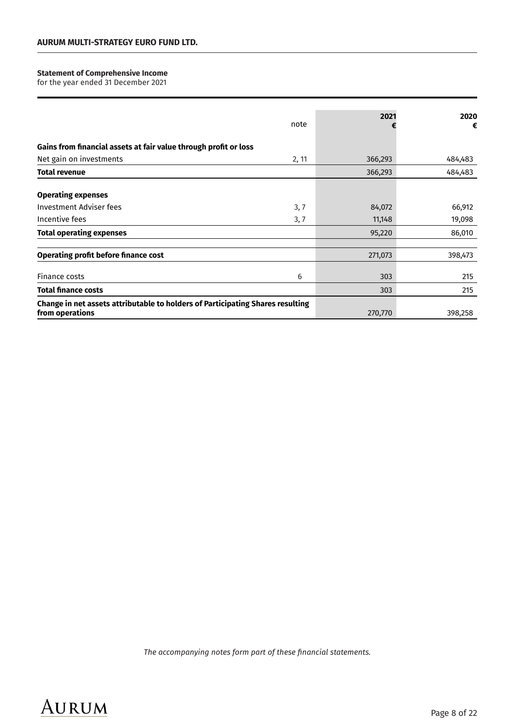**Statement of Comprehensive Income**
for the year ended 31 December 2021

| | note | 2021 € | 2020 € |
|---|---|---|---|
| **Gains from financial assets at fair value through profit or loss** | | | |
| Net gain on investments | 2, 11 | 366,293 | 484,483 |
| **Total revenue** | | 366,293 | 484,483 |
| **Operating expenses** | | | |
| Investment Adviser fees | 3, 7 | 84,072 | 66,912 |
| Incentive fees | 3, 7 | 11,148 | 19,098 |
| **Total operating expenses** | | 95,220 | 86,010 |
| **Operating profit before finance cost** | | 271,073 | 398,473 |
| Finance costs | 6 | 303 | 215 |
| **Total finance costs** | | 303 | 215 |
| **Change in net assets attributable to holders of Participating Shares resulting from operations** | | 270,770 | 398,258 |

*The accompanying notes form part of these financial statements.*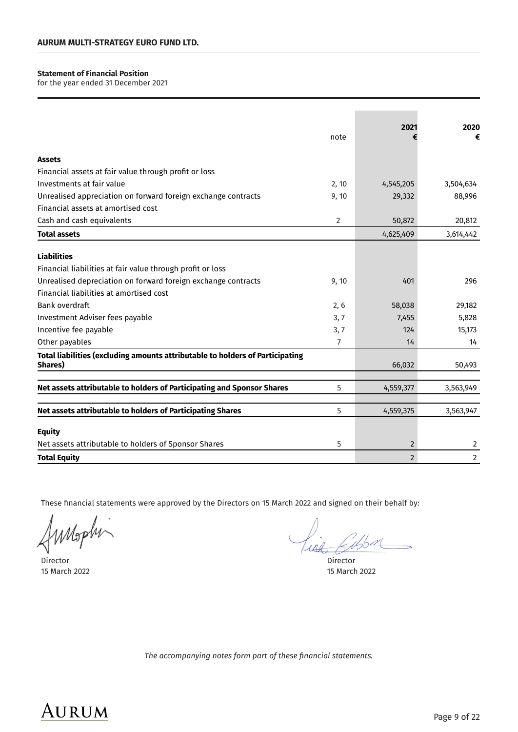## Statement of Financial Position

for the year ended 31 December 2021

| | note | 2021 € | 2020 € |
|---|---|---|---|
| **Assets** | | | |
| Financial assets at fair value through profit or loss | | | |
| Investments at fair value | 2, 10 | 4,545,205 | 3,504,634 |
| Unrealised appreciation on forward foreign exchange contracts | 9, 10 | 29,332 | 88,996 |
| Financial assets at amortised cost | | | |
| Cash and cash equivalents | 2 | 50,872 | 20,812 |
| **Total assets** | | 4,625,409 | 3,614,442 |
| **Liabilities** | | | |
| Financial liabilities at fair value through profit or loss | | | |
| Unrealised depreciation on forward foreign exchange contracts | 9, 10 | 401 | 296 |
| Financial liabilities at amortised cost | | | |
| Bank overdraft | 2, 6 | 58,038 | 29,182 |
| Investment Adviser fees payable | 3, 7 | 7,455 | 5,828 |
| Incentive fee payable | 3, 7 | 124 | 15,173 |
| Other payables | 7 | 14 | 14 |
| **Total liabilities (excluding amounts attributable to holders of Participating Shares)** | | 66,032 | 50,493 |
| **Net assets attributable to holders of Participating and Sponsor Shares** | 5 | 4,559,377 | 3,563,949 |
| **Net assets attributable to holders of Participating Shares** | 5 | 4,559,375 | 3,563,947 |
| **Equity** | | | |
| Net assets attributable to holders of Sponsor Shares | 5 | 2 | 2 |
| **Total Equity** | | 2 | 2 |

These financial statements were approved by the Directors on 15 March 2022 and signed on their behalf by:

Director
15 March 2022

Director
15 March 2022

*The accompanying notes form part of these financial statements.*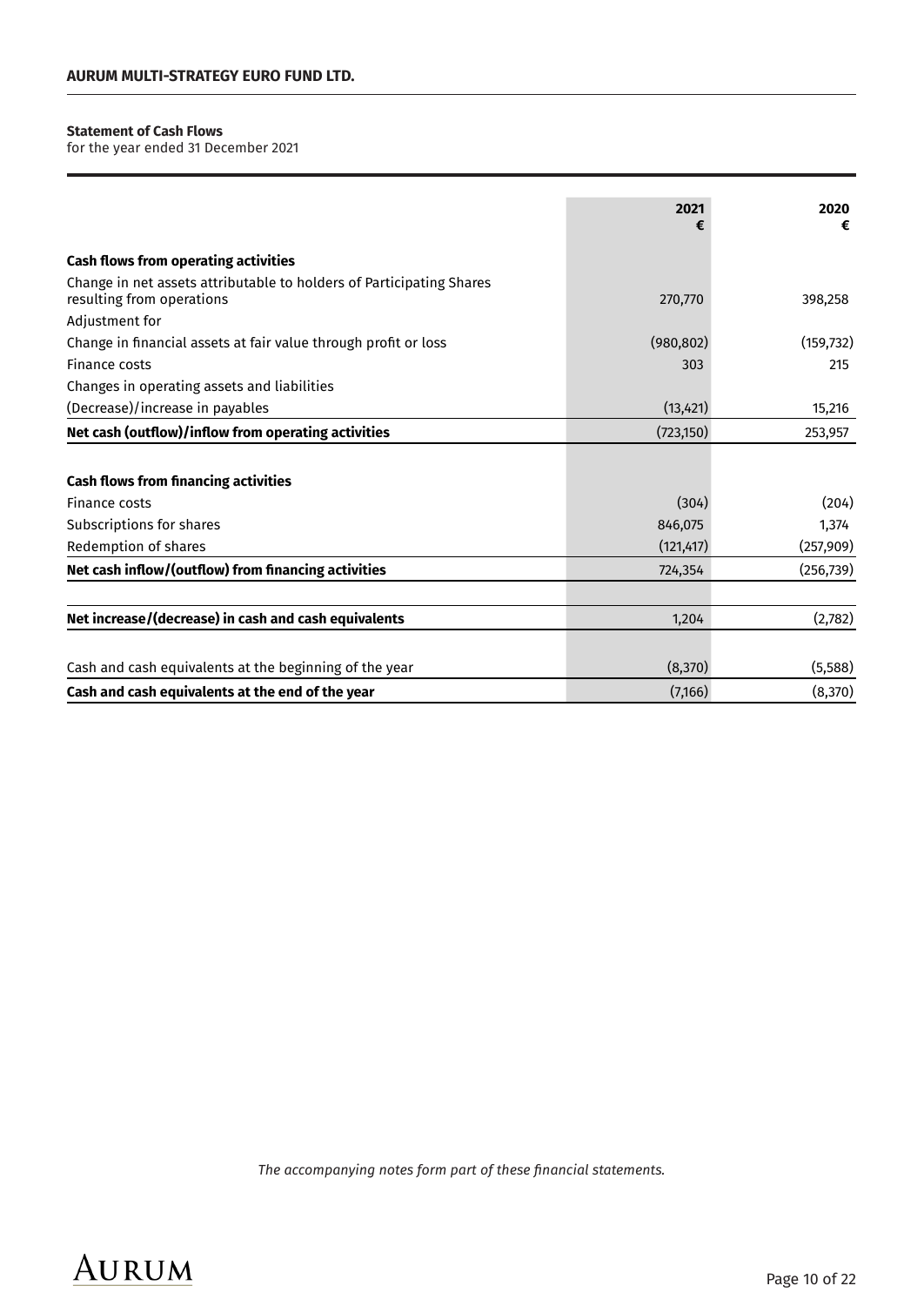**AURUM MULTI-STRATEGY EURO FUND LTD.**

**Statement of Cash Flows**
for the year ended 31 December 2021

| | 2021<br>€ | 2020<br>€ |
|---|---|---|
| **Cash flows from operating activities** | | |
| Change in net assets attributable to holders of Participating Shares resulting from operations | 270,770 | 398,258 |
| Adjustment for | | |
| Change in financial assets at fair value through profit or loss | (980,802) | (159,732) |
| Finance costs | 303 | 215 |
| Changes in operating assets and liabilities | | |
| (Decrease)/increase in payables | (13,421) | 15,216 |
| **Net cash (outflow)/inflow from operating activities** | (723,150) | 253,957 |
| | | |
| **Cash flows from financing activities** | | |
| Finance costs | (304) | (204) |
| Subscriptions for shares | 846,075 | 1,374 |
| Redemption of shares | (121,417) | (257,909) |
| **Net cash inflow/(outflow) from financing activities** | 724,354 | (256,739) |
| | | |
| **Net increase/(decrease) in cash and cash equivalents** | 1,204 | (2,782) |
| | | |
| Cash and cash equivalents at the beginning of the year | (8,370) | (5,588) |
| **Cash and cash equivalents at the end of the year** | (7,166) | (8,370) |

*The accompanying notes form part of these financial statements.*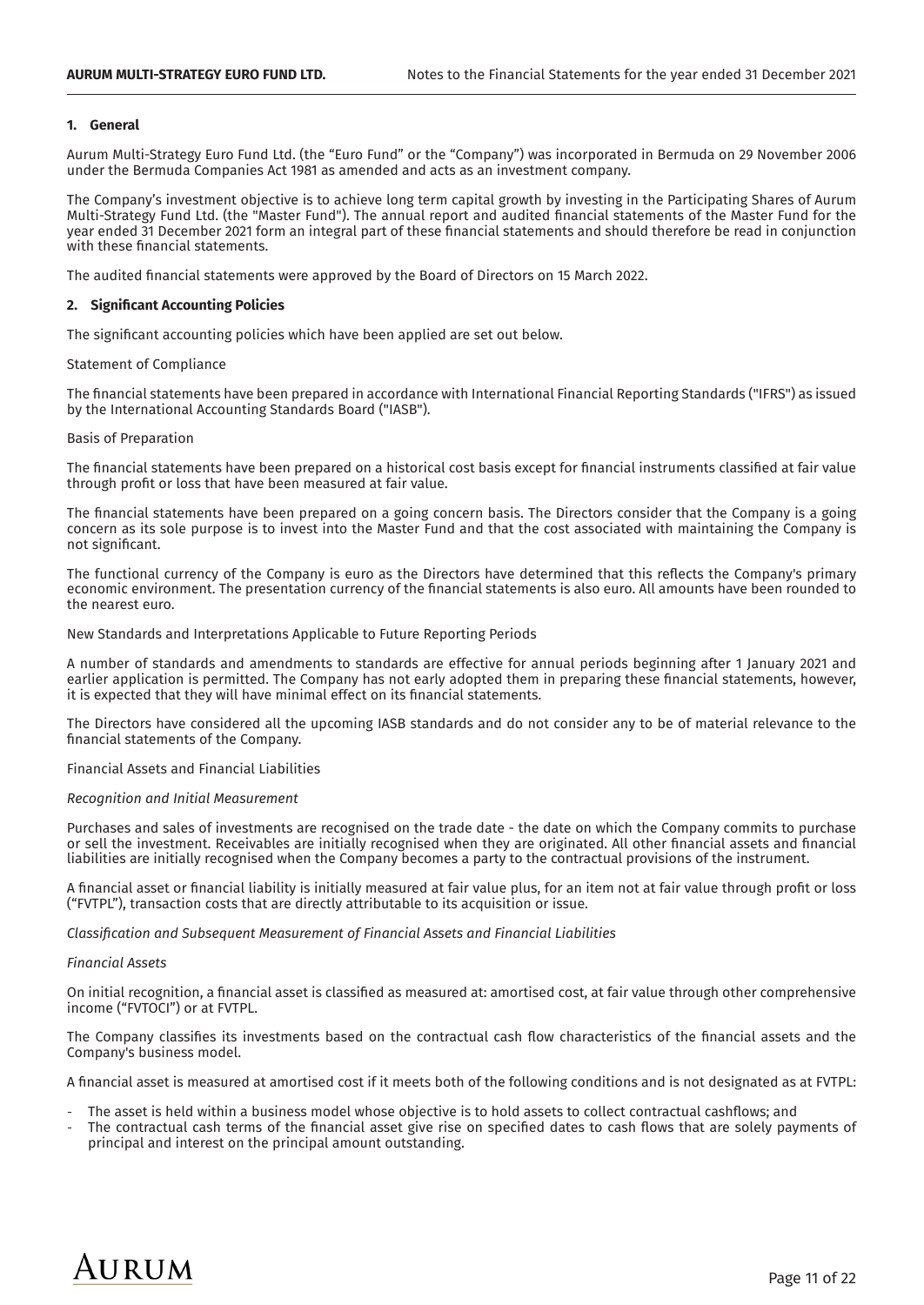## 1. General

Aurum Multi-Strategy Euro Fund Ltd. (the "Euro Fund" or the "Company") was incorporated in Bermuda on 29 November 2006 under the Bermuda Companies Act 1981 as amended and acts as an investment company.

The Company's investment objective is to achieve long term capital growth by investing in the Participating Shares of Aurum Multi-Strategy Fund Ltd. (the "Master Fund"). The annual report and audited financial statements of the Master Fund for the year ended 31 December 2021 form an integral part of these financial statements and should therefore be read in conjunction with these financial statements.

The audited financial statements were approved by the Board of Directors on 15 March 2022.

## 2. Significant Accounting Policies

The significant accounting policies which have been applied are set out below.

Statement of Compliance

The financial statements have been prepared in accordance with International Financial Reporting Standards ("IFRS") as issued by the International Accounting Standards Board ("IASB").

Basis of Preparation

The financial statements have been prepared on a historical cost basis except for financial instruments classified at fair value through profit or loss that have been measured at fair value.

The financial statements have been prepared on a going concern basis. The Directors consider that the Company is a going concern as its sole purpose is to invest into the Master Fund and that the cost associated with maintaining the Company is not significant.

The functional currency of the Company is euro as the Directors have determined that this reflects the Company's primary economic environment. The presentation currency of the financial statements is also euro. All amounts have been rounded to the nearest euro.

New Standards and Interpretations Applicable to Future Reporting Periods

A number of standards and amendments to standards are effective for annual periods beginning after 1 January 2021 and earlier application is permitted. The Company has not early adopted them in preparing these financial statements, however, it is expected that they will have minimal effect on its financial statements.

The Directors have considered all the upcoming IASB standards and do not consider any to be of material relevance to the financial statements of the Company.

Financial Assets and Financial Liabilities

*Recognition and Initial Measurement*

Purchases and sales of investments are recognised on the trade date - the date on which the Company commits to purchase or sell the investment. Receivables are initially recognised when they are originated. All other financial assets and financial liabilities are initially recognised when the Company becomes a party to the contractual provisions of the instrument.

A financial asset or financial liability is initially measured at fair value plus, for an item not at fair value through profit or loss ("FVTPL"), transaction costs that are directly attributable to its acquisition or issue.

*Classification and Subsequent Measurement of Financial Assets and Financial Liabilities*

*Financial Assets*

On initial recognition, a financial asset is classified as measured at: amortised cost, at fair value through other comprehensive income ("FVTOCI") or at FVTPL.

The Company classifies its investments based on the contractual cash flow characteristics of the financial assets and the Company's business model.

A financial asset is measured at amortised cost if it meets both of the following conditions and is not designated as at FVTPL:

- The asset is held within a business model whose objective is to hold assets to collect contractual cashflows; and
- The contractual cash terms of the financial asset give rise on specified dates to cash flows that are solely payments of principal and interest on the principal amount outstanding.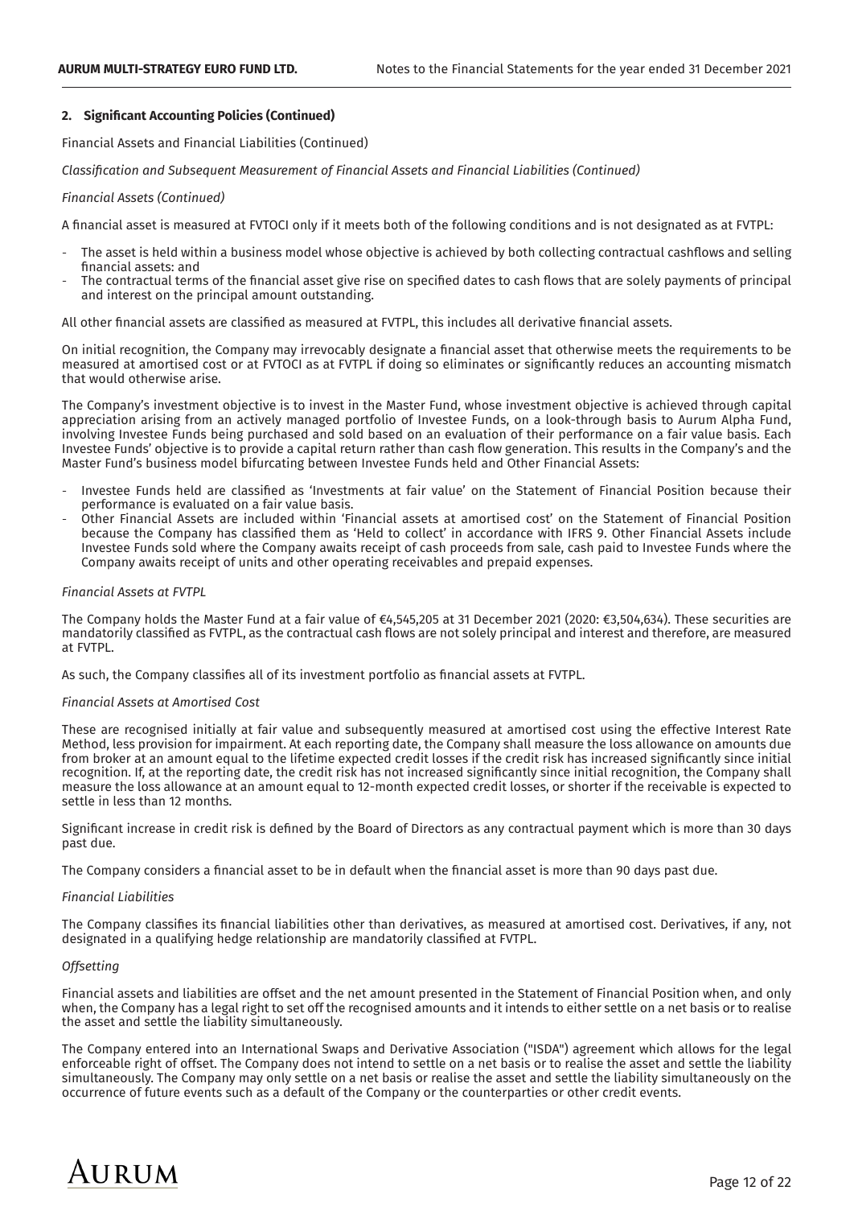## 2. Significant Accounting Policies (Continued)

Financial Assets and Financial Liabilities (Continued)

*Classification and Subsequent Measurement of Financial Assets and Financial Liabilities (Continued)*

*Financial Assets (Continued)*

A financial asset is measured at FVTOCI only if it meets both of the following conditions and is not designated as at FVTPL:

- The asset is held within a business model whose objective is achieved by both collecting contractual cashflows and selling financial assets: and
- The contractual terms of the financial asset give rise on specified dates to cash flows that are solely payments of principal and interest on the principal amount outstanding.

All other financial assets are classified as measured at FVTPL, this includes all derivative financial assets.

On initial recognition, the Company may irrevocably designate a financial asset that otherwise meets the requirements to be measured at amortised cost or at FVTOCI as at FVTPL if doing so eliminates or significantly reduces an accounting mismatch that would otherwise arise.

The Company's investment objective is to invest in the Master Fund, whose investment objective is achieved through capital appreciation arising from an actively managed portfolio of Investee Funds, on a look-through basis to Aurum Alpha Fund, involving Investee Funds being purchased and sold based on an evaluation of their performance on a fair value basis. Each Investee Funds' objective is to provide a capital return rather than cash flow generation. This results in the Company's and the Master Fund's business model bifurcating between Investee Funds held and Other Financial Assets:

- Investee Funds held are classified as 'Investments at fair value' on the Statement of Financial Position because their performance is evaluated on a fair value basis.
- Other Financial Assets are included within 'Financial assets at amortised cost' on the Statement of Financial Position because the Company has classified them as 'Held to collect' in accordance with IFRS 9. Other Financial Assets include Investee Funds sold where the Company awaits receipt of cash proceeds from sale, cash paid to Investee Funds where the Company awaits receipt of units and other operating receivables and prepaid expenses.

*Financial Assets at FVTPL*

The Company holds the Master Fund at a fair value of €4,545,205 at 31 December 2021 (2020: €3,504,634). These securities are mandatorily classified as FVTPL, as the contractual cash flows are not solely principal and interest and therefore, are measured at FVTPL.

As such, the Company classifies all of its investment portfolio as financial assets at FVTPL.

*Financial Assets at Amortised Cost*

These are recognised initially at fair value and subsequently measured at amortised cost using the effective Interest Rate Method, less provision for impairment. At each reporting date, the Company shall measure the loss allowance on amounts due from broker at an amount equal to the lifetime expected credit losses if the credit risk has increased significantly since initial recognition. If, at the reporting date, the credit risk has not increased significantly since initial recognition, the Company shall measure the loss allowance at an amount equal to 12-month expected credit losses, or shorter if the receivable is expected to settle in less than 12 months.

Significant increase in credit risk is defined by the Board of Directors as any contractual payment which is more than 30 days past due.

The Company considers a financial asset to be in default when the financial asset is more than 90 days past due.

*Financial Liabilities*

The Company classifies its financial liabilities other than derivatives, as measured at amortised cost. Derivatives, if any, not designated in a qualifying hedge relationship are mandatorily classified at FVTPL.

*Offsetting*

Financial assets and liabilities are offset and the net amount presented in the Statement of Financial Position when, and only when, the Company has a legal right to set off the recognised amounts and it intends to either settle on a net basis or to realise the asset and settle the liability simultaneously.

The Company entered into an International Swaps and Derivative Association ("ISDA") agreement which allows for the legal enforceable right of offset. The Company does not intend to settle on a net basis or to realise the asset and settle the liability simultaneously. The Company may only settle on a net basis or realise the asset and settle the liability simultaneously on the occurrence of future events such as a default of the Company or the counterparties or other credit events.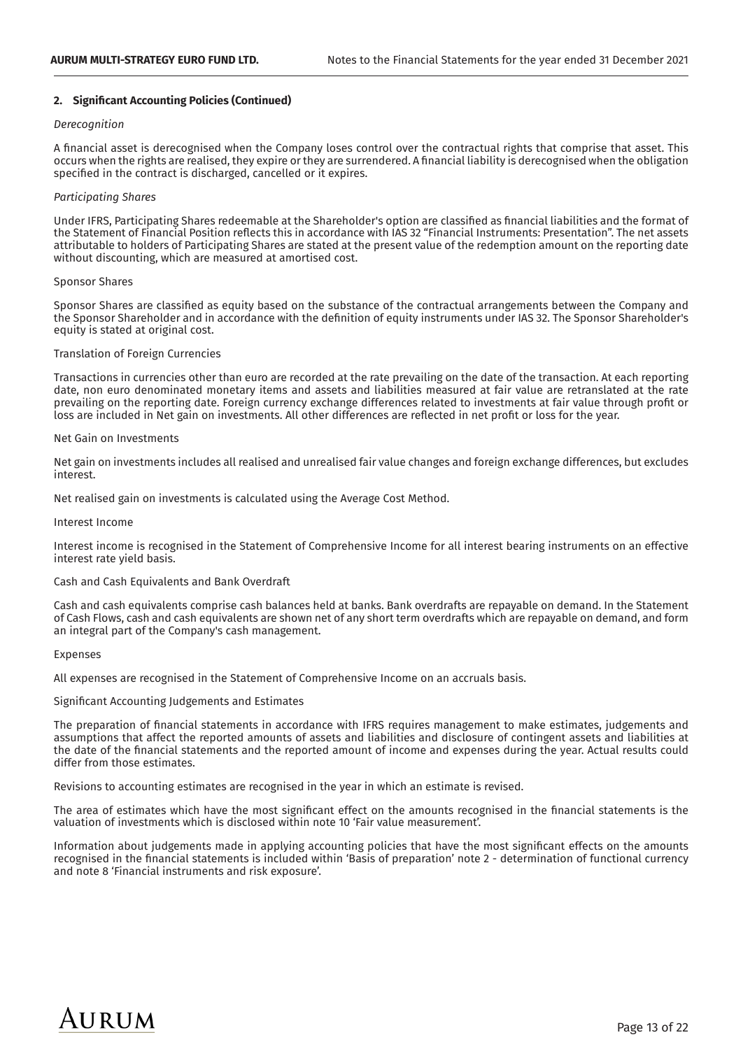### 2. Significant Accounting Policies (Continued)

*Derecognition*

A financial asset is derecognised when the Company loses control over the contractual rights that comprise that asset. This occurs when the rights are realised, they expire or they are surrendered. A financial liability is derecognised when the obligation specified in the contract is discharged, cancelled or it expires.

*Participating Shares*

Under IFRS, Participating Shares redeemable at the Shareholder's option are classified as financial liabilities and the format of the Statement of Financial Position reflects this in accordance with IAS 32 "Financial Instruments: Presentation". The net assets attributable to holders of Participating Shares are stated at the present value of the redemption amount on the reporting date without discounting, which are measured at amortised cost.

Sponsor Shares

Sponsor Shares are classified as equity based on the substance of the contractual arrangements between the Company and the Sponsor Shareholder and in accordance with the definition of equity instruments under IAS 32. The Sponsor Shareholder's equity is stated at original cost.

Translation of Foreign Currencies

Transactions in currencies other than euro are recorded at the rate prevailing on the date of the transaction. At each reporting date, non euro denominated monetary items and assets and liabilities measured at fair value are retranslated at the rate prevailing on the reporting date. Foreign currency exchange differences related to investments at fair value through profit or loss are included in Net gain on investments. All other differences are reflected in net profit or loss for the year.

Net Gain on Investments

Net gain on investments includes all realised and unrealised fair value changes and foreign exchange differences, but excludes interest.

Net realised gain on investments is calculated using the Average Cost Method.

Interest Income

Interest income is recognised in the Statement of Comprehensive Income for all interest bearing instruments on an effective interest rate yield basis.

Cash and Cash Equivalents and Bank Overdraft

Cash and cash equivalents comprise cash balances held at banks. Bank overdrafts are repayable on demand. In the Statement of Cash Flows, cash and cash equivalents are shown net of any short term overdrafts which are repayable on demand, and form an integral part of the Company's cash management.

Expenses

All expenses are recognised in the Statement of Comprehensive Income on an accruals basis.

Significant Accounting Judgements and Estimates

The preparation of financial statements in accordance with IFRS requires management to make estimates, judgements and assumptions that affect the reported amounts of assets and liabilities and disclosure of contingent assets and liabilities at the date of the financial statements and the reported amount of income and expenses during the year. Actual results could differ from those estimates.

Revisions to accounting estimates are recognised in the year in which an estimate is revised.

The area of estimates which have the most significant effect on the amounts recognised in the financial statements is the valuation of investments which is disclosed within note 10 'Fair value measurement'.

Information about judgements made in applying accounting policies that have the most significant effects on the amounts recognised in the financial statements is included within 'Basis of preparation' note 2 - determination of functional currency and note 8 'Financial instruments and risk exposure'.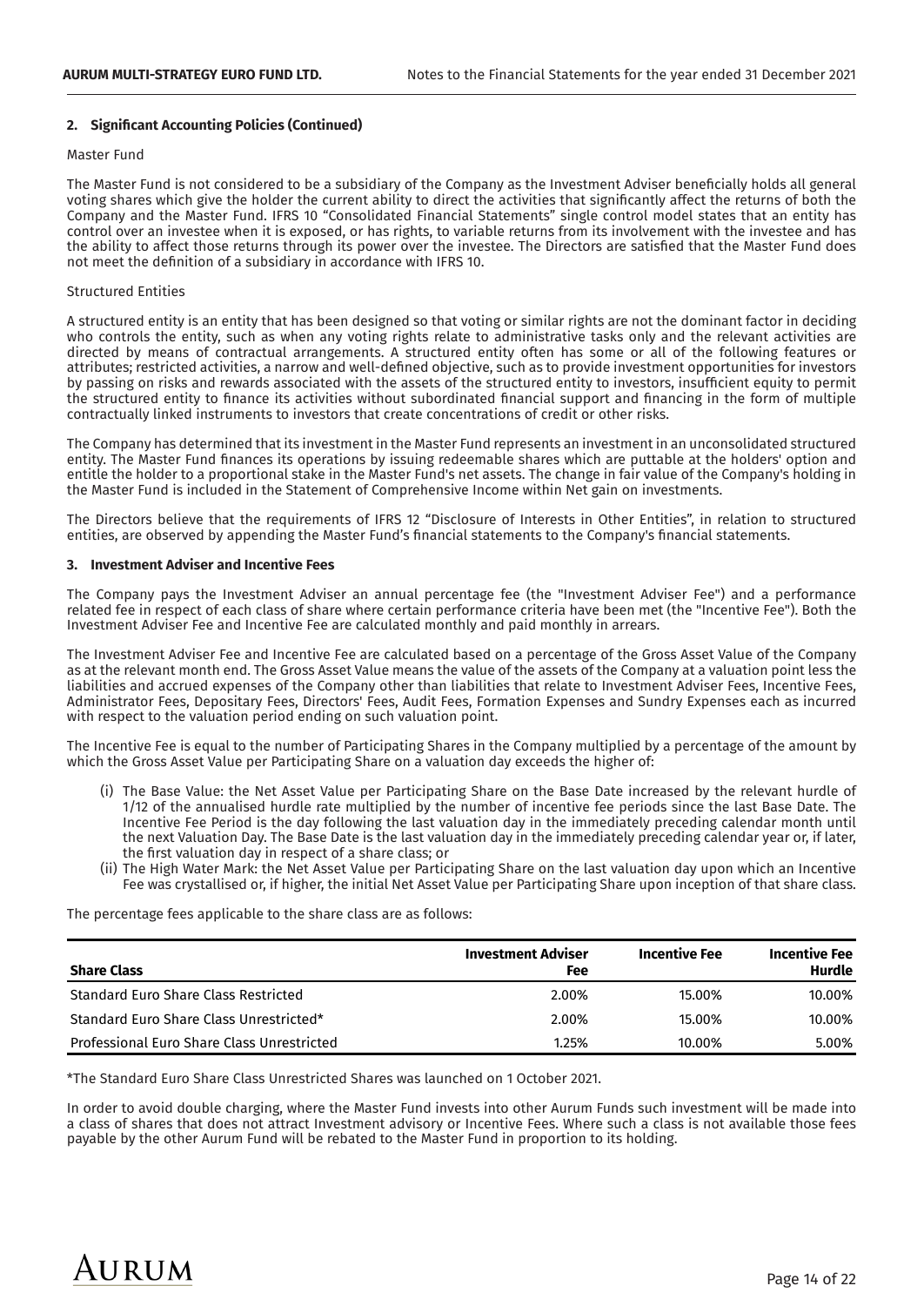## 2. Significant Accounting Policies (Continued)

Master Fund

The Master Fund is not considered to be a subsidiary of the Company as the Investment Adviser beneficially holds all general voting shares which give the holder the current ability to direct the activities that significantly affect the returns of both the Company and the Master Fund. IFRS 10 "Consolidated Financial Statements" single control model states that an entity has control over an investee when it is exposed, or has rights, to variable returns from its involvement with the investee and has the ability to affect those returns through its power over the investee. The Directors are satisfied that the Master Fund does not meet the definition of a subsidiary in accordance with IFRS 10.

Structured Entities

A structured entity is an entity that has been designed so that voting or similar rights are not the dominant factor in deciding who controls the entity, such as when any voting rights relate to administrative tasks only and the relevant activities are directed by means of contractual arrangements. A structured entity often has some or all of the following features or attributes; restricted activities, a narrow and well-defined objective, such as to provide investment opportunities for investors by passing on risks and rewards associated with the assets of the structured entity to investors, insufficient equity to permit the structured entity to finance its activities without subordinated financial support and financing in the form of multiple contractually linked instruments to investors that create concentrations of credit or other risks.

The Company has determined that its investment in the Master Fund represents an investment in an unconsolidated structured entity. The Master Fund finances its operations by issuing redeemable shares which are puttable at the holders' option and entitle the holder to a proportional stake in the Master Fund's net assets. The change in fair value of the Company's holding in the Master Fund is included in the Statement of Comprehensive Income within Net gain on investments.

The Directors believe that the requirements of IFRS 12 "Disclosure of Interests in Other Entities", in relation to structured entities, are observed by appending the Master Fund's financial statements to the Company's financial statements.

## 3. Investment Adviser and Incentive Fees

The Company pays the Investment Adviser an annual percentage fee (the "Investment Adviser Fee") and a performance related fee in respect of each class of share where certain performance criteria have been met (the "Incentive Fee"). Both the Investment Adviser Fee and Incentive Fee are calculated monthly and paid monthly in arrears.

The Investment Adviser Fee and Incentive Fee are calculated based on a percentage of the Gross Asset Value of the Company as at the relevant month end. The Gross Asset Value means the value of the assets of the Company at a valuation point less the liabilities and accrued expenses of the Company other than liabilities that relate to Investment Adviser Fees, Incentive Fees, Administrator Fees, Depositary Fees, Directors' Fees, Audit Fees, Formation Expenses and Sundry Expenses each as incurred with respect to the valuation period ending on such valuation point.

The Incentive Fee is equal to the number of Participating Shares in the Company multiplied by a percentage of the amount by which the Gross Asset Value per Participating Share on a valuation day exceeds the higher of:

(i) The Base Value: the Net Asset Value per Participating Share on the Base Date increased by the relevant hurdle of 1/12 of the annualised hurdle rate multiplied by the number of incentive fee periods since the last Base Date. The Incentive Fee Period is the day following the last valuation day in the immediately preceding calendar month until the next Valuation Day. The Base Date is the last valuation day in the immediately preceding calendar year or, if later, the first valuation day in respect of a share class; or

(ii) The High Water Mark: the Net Asset Value per Participating Share on the last valuation day upon which an Incentive Fee was crystallised or, if higher, the initial Net Asset Value per Participating Share upon inception of that share class.

The percentage fees applicable to the share class are as follows:

| Share Class | Investment Adviser Fee | Incentive Fee | Incentive Fee Hurdle |
|---|---|---|---|
| Standard Euro Share Class Restricted | 2.00% | 15.00% | 10.00% |
| Standard Euro Share Class Unrestricted* | 2.00% | 15.00% | 10.00% |
| Professional Euro Share Class Unrestricted | 1.25% | 10.00% | 5.00% |

*The Standard Euro Share Class Unrestricted Shares was launched on 1 October 2021.

In order to avoid double charging, where the Master Fund invests into other Aurum Funds such investment will be made into a class of shares that does not attract Investment advisory or Incentive Fees. Where such a class is not available those fees payable by the other Aurum Fund will be rebated to the Master Fund in proportion to its holding.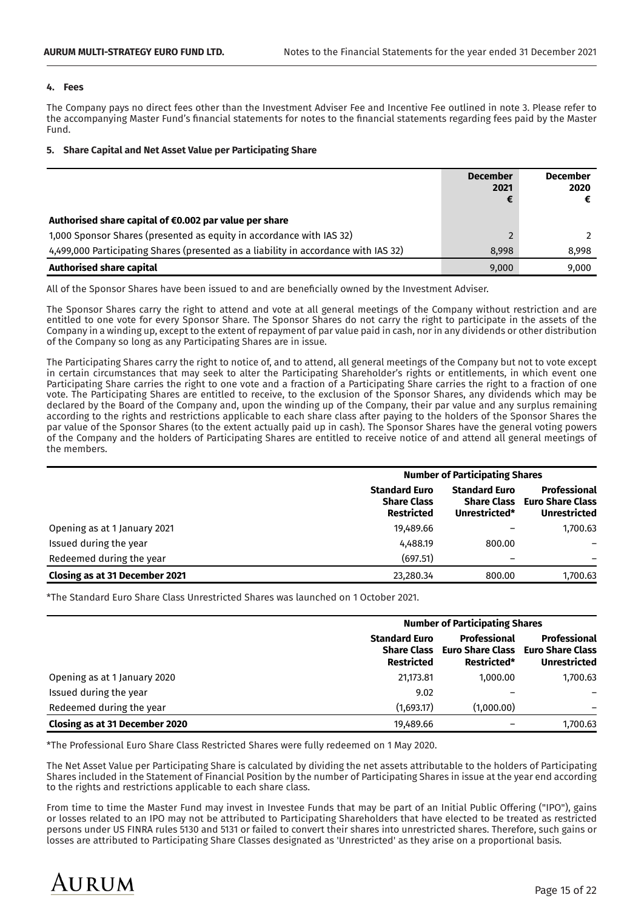### 4. Fees

The Company pays no direct fees other than the Investment Adviser Fee and Incentive Fee outlined in note 3. Please refer to the accompanying Master Fund's financial statements for notes to the financial statements regarding fees paid by the Master Fund.

### 5. Share Capital and Net Asset Value per Participating Share

| | December 2021 € | December 2020 € |
|---|---|---|
| **Authorised share capital of €0.002 par value per share** | | |
| 1,000 Sponsor Shares (presented as equity in accordance with IAS 32) | 2 | 2 |
| 4,499,000 Participating Shares (presented as a liability in accordance with IAS 32) | 8,998 | 8,998 |
| **Authorised share capital** | 9,000 | 9,000 |

All of the Sponsor Shares have been issued to and are beneficially owned by the Investment Adviser.

The Sponsor Shares carry the right to attend and vote at all general meetings of the Company without restriction and are entitled to one vote for every Sponsor Share. The Sponsor Shares do not carry the right to participate in the assets of the Company in a winding up, except to the extent of repayment of par value paid in cash, nor in any dividends or other distribution of the Company so long as any Participating Shares are in issue.

The Participating Shares carry the right to notice of, and to attend, all general meetings of the Company but not to vote except in certain circumstances that may seek to alter the Participating Shareholder's rights or entitlements, in which event one Participating Share carries the right to one vote and a fraction of a Participating Share carries the right to a fraction of one vote. The Participating Shares are entitled to receive, to the exclusion of the Sponsor Shares, any dividends which may be declared by the Board of the Company and, upon the winding up of the Company, their par value and any surplus remaining according to the rights and restrictions applicable to each share class after paying to the holders of the Sponsor Shares the par value of the Sponsor Shares (to the extent actually paid up in cash). The Sponsor Shares have the general voting powers of the Company and the holders of Participating Shares are entitled to receive notice of and attend all general meetings of the members.

| | **Number of Participating Shares** | | |
|---|---|---|---|
| | **Standard Euro Share Class Restricted** | **Standard Euro Share Class Unrestricted*** | **Professional Euro Share Class Unrestricted** |
| Opening as at 1 January 2021 | 19,489.66 | – | 1,700.63 |
| Issued during the year | 4,488.19 | 800.00 | – |
| Redeemed during the year | (697.51) | – | – |
| **Closing as at 31 December 2021** | 23,280.34 | 800.00 | 1,700.63 |

*The Standard Euro Share Class Unrestricted Shares was launched on 1 October 2021.

| | **Number of Participating Shares** | | |
|---|---|---|---|
| | **Standard Euro Share Class Restricted** | **Professional Euro Share Class Restricted*** | **Professional Euro Share Class Unrestricted** |
| Opening as at 1 January 2020 | 21,173.81 | 1,000.00 | 1,700.63 |
| Issued during the year | 9.02 | – | – |
| Redeemed during the year | (1,693.17) | (1,000.00) | – |
| **Closing as at 31 December 2020** | 19,489.66 | – | 1,700.63 |

*The Professional Euro Share Class Restricted Shares were fully redeemed on 1 May 2020.

The Net Asset Value per Participating Share is calculated by dividing the net assets attributable to the holders of Participating Shares included in the Statement of Financial Position by the number of Participating Shares in issue at the year end according to the rights and restrictions applicable to each share class.

From time to time the Master Fund may invest in Investee Funds that may be part of an Initial Public Offering ("IPO"), gains or losses related to an IPO may not be attributed to Participating Shareholders that have elected to be treated as restricted persons under US FINRA rules 5130 and 5131 or failed to convert their shares into unrestricted shares. Therefore, such gains or losses are attributed to Participating Share Classes designated as 'Unrestricted' as they arise on a proportional basis.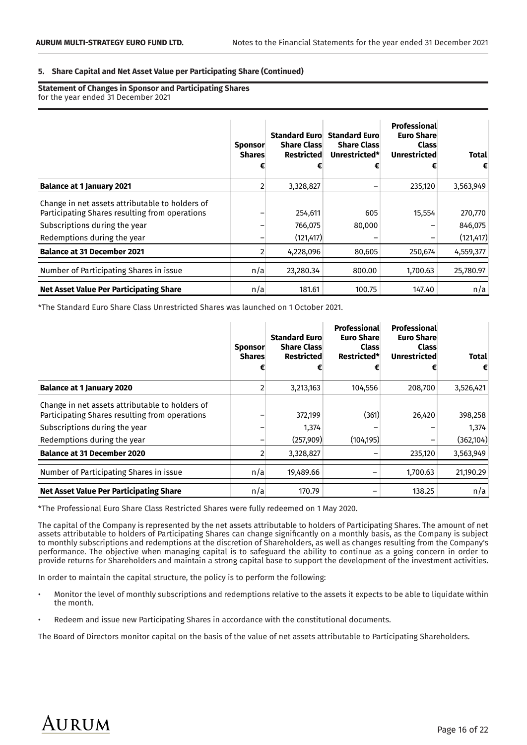### 5. Share Capital and Net Asset Value per Participating Share (Continued)

**Statement of Changes in Sponsor and Participating Shares**
for the year ended 31 December 2021

| | Sponsor Shares € | Standard Euro Share Class Restricted € | Standard Euro Share Class Unrestricted* € | Professional Euro Share Class Unrestricted € | Total € |
|---|---|---|---|---|---|
| **Balance at 1 January 2021** | 2 | 3,328,827 | – | 235,120 | 3,563,949 |
| Change in net assets attributable to holders of Participating Shares resulting from operations | – | 254,611 | 605 | 15,554 | 270,770 |
| Subscriptions during the year | – | 766,075 | 80,000 | – | 846,075 |
| Redemptions during the year | – | (121,417) | – | – | (121,417) |
| **Balance at 31 December 2021** | 2 | 4,228,096 | 80,605 | 250,674 | 4,559,377 |
| Number of Participating Shares in issue | n/a | 23,280.34 | 800.00 | 1,700.63 | 25,780.97 |
| **Net Asset Value Per Participating Share** | n/a | 181.61 | 100.75 | 147.40 | n/a |

*The Standard Euro Share Class Unrestricted Shares was launched on 1 October 2021.

| | Sponsor Shares € | Standard Euro Share Class Restricted € | Professional Euro Share Class Restricted* € | Professional Euro Share Class Unrestricted € | Total € |
|---|---|---|---|---|---|
| **Balance at 1 January 2020** | 2 | 3,213,163 | 104,556 | 208,700 | 3,526,421 |
| Change in net assets attributable to holders of Participating Shares resulting from operations | – | 372,199 | (361) | 26,420 | 398,258 |
| Subscriptions during the year | – | 1,374 | – | – | 1,374 |
| Redemptions during the year | – | (257,909) | (104,195) | – | (362,104) |
| **Balance at 31 December 2020** | 2 | 3,328,827 | – | 235,120 | 3,563,949 |
| Number of Participating Shares in issue | n/a | 19,489.66 | – | 1,700.63 | 21,190.29 |
| **Net Asset Value Per Participating Share** | n/a | 170.79 | – | 138.25 | n/a |

*The Professional Euro Share Class Restricted Shares were fully redeemed on 1 May 2020.

The capital of the Company is represented by the net assets attributable to holders of Participating Shares. The amount of net assets attributable to holders of Participating Shares can change significantly on a monthly basis, as the Company is subject to monthly subscriptions and redemptions at the discretion of Shareholders, as well as changes resulting from the Company's performance. The objective when managing capital is to safeguard the ability to continue as a going concern in order to provide returns for Shareholders and maintain a strong capital base to support the development of the investment activities.

In order to maintain the capital structure, the policy is to perform the following:

- Monitor the level of monthly subscriptions and redemptions relative to the assets it expects to be able to liquidate within the month.
- Redeem and issue new Participating Shares in accordance with the constitutional documents.

The Board of Directors monitor capital on the basis of the value of net assets attributable to Participating Shareholders.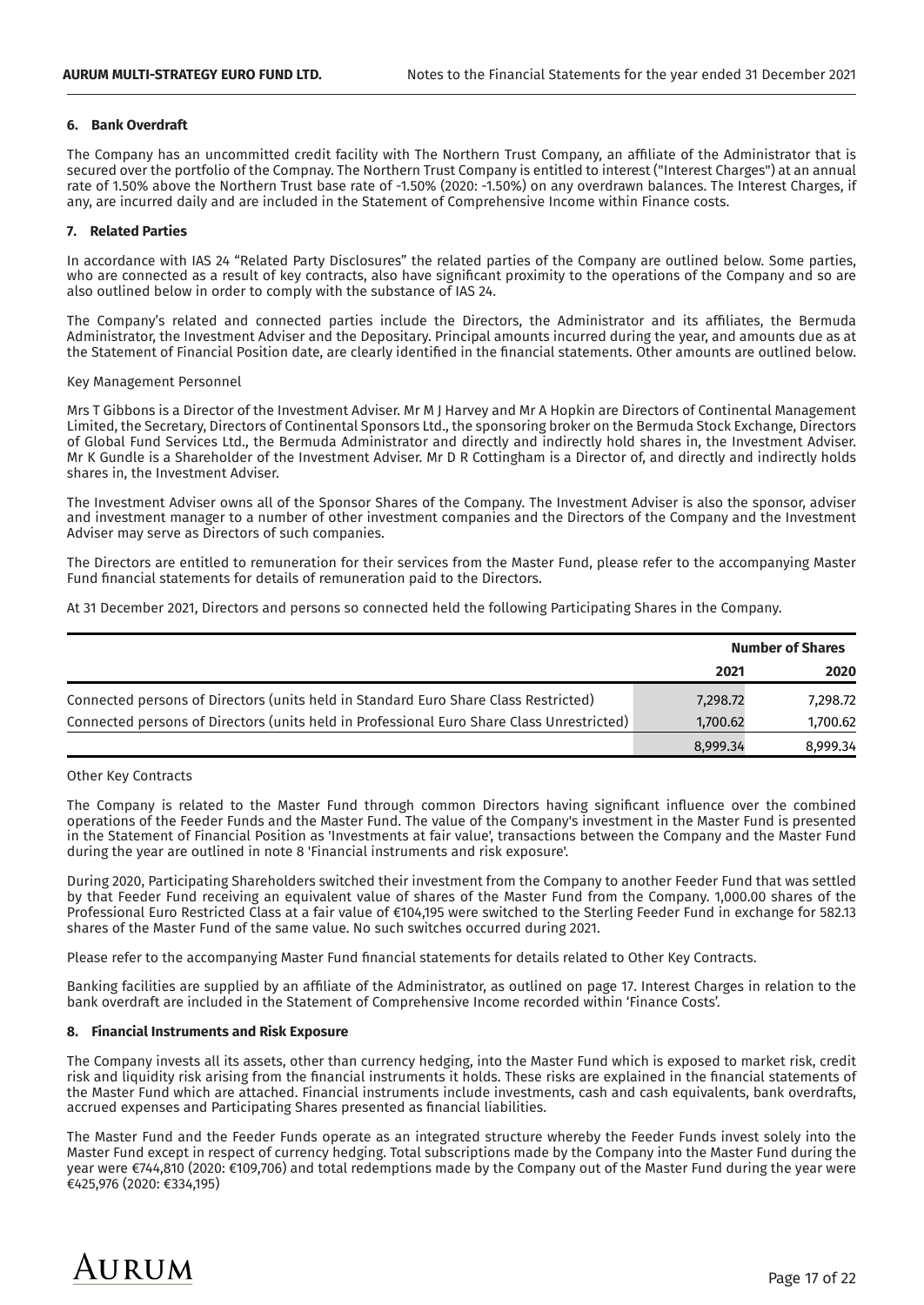## 6. Bank Overdraft

The Company has an uncommitted credit facility with The Northern Trust Company, an affiliate of the Administrator that is secured over the portfolio of the Compnay. The Northern Trust Company is entitled to interest ("Interest Charges") at an annual rate of 1.50% above the Northern Trust base rate of -1.50% (2020: -1.50%) on any overdrawn balances. The Interest Charges, if any, are incurred daily and are included in the Statement of Comprehensive Income within Finance costs.

## 7. Related Parties

In accordance with IAS 24 "Related Party Disclosures" the related parties of the Company are outlined below. Some parties, who are connected as a result of key contracts, also have significant proximity to the operations of the Company and so are also outlined below in order to comply with the substance of IAS 24.

The Company's related and connected parties include the Directors, the Administrator and its affiliates, the Bermuda Administrator, the Investment Adviser and the Depositary. Principal amounts incurred during the year, and amounts due as at the Statement of Financial Position date, are clearly identified in the financial statements. Other amounts are outlined below.

Key Management Personnel

Mrs T Gibbons is a Director of the Investment Adviser. Mr M J Harvey and Mr A Hopkin are Directors of Continental Management Limited, the Secretary, Directors of Continental Sponsors Ltd., the sponsoring broker on the Bermuda Stock Exchange, Directors of Global Fund Services Ltd., the Bermuda Administrator and directly and indirectly hold shares in, the Investment Adviser. Mr K Gundle is a Shareholder of the Investment Adviser. Mr D R Cottingham is a Director of, and directly and indirectly holds shares in, the Investment Adviser.

The Investment Adviser owns all of the Sponsor Shares of the Company. The Investment Adviser is also the sponsor, adviser and investment manager to a number of other investment companies and the Directors of the Company and the Investment Adviser may serve as Directors of such companies.

The Directors are entitled to remuneration for their services from the Master Fund, please refer to the accompanying Master Fund financial statements for details of remuneration paid to the Directors.

At 31 December 2021, Directors and persons so connected held the following Participating Shares in the Company.

| | Number of Shares | |
|---|---|---|
| | 2021 | 2020 |
| Connected persons of Directors (units held in Standard Euro Share Class Restricted) | 7,298.72 | 7,298.72 |
| Connected persons of Directors (units held in Professional Euro Share Class Unrestricted) | 1,700.62 | 1,700.62 |
| | 8,999.34 | 8,999.34 |

Other Key Contracts

The Company is related to the Master Fund through common Directors having significant influence over the combined operations of the Feeder Funds and the Master Fund. The value of the Company's investment in the Master Fund is presented in the Statement of Financial Position as 'Investments at fair value', transactions between the Company and the Master Fund during the year are outlined in note 8 'Financial instruments and risk exposure'.

During 2020, Participating Shareholders switched their investment from the Company to another Feeder Fund that was settled by that Feeder Fund receiving an equivalent value of shares of the Master Fund from the Company. 1,000.00 shares of the Professional Euro Restricted Class at a fair value of €104,195 were switched to the Sterling Feeder Fund in exchange for 582.13 shares of the Master Fund of the same value. No such switches occurred during 2021.

Please refer to the accompanying Master Fund financial statements for details related to Other Key Contracts.

Banking facilities are supplied by an affiliate of the Administrator, as outlined on page 17. Interest Charges in relation to the bank overdraft are included in the Statement of Comprehensive Income recorded within 'Finance Costs'.

## 8. Financial Instruments and Risk Exposure

The Company invests all its assets, other than currency hedging, into the Master Fund which is exposed to market risk, credit risk and liquidity risk arising from the financial instruments it holds. These risks are explained in the financial statements of the Master Fund which are attached. Financial instruments include investments, cash and cash equivalents, bank overdrafts, accrued expenses and Participating Shares presented as financial liabilities.

The Master Fund and the Feeder Funds operate as an integrated structure whereby the Feeder Funds invest solely into the Master Fund except in respect of currency hedging. Total subscriptions made by the Company into the Master Fund during the year were €744,810 (2020: €109,706) and total redemptions made by the Company out of the Master Fund during the year were €425,976 (2020: €334,195)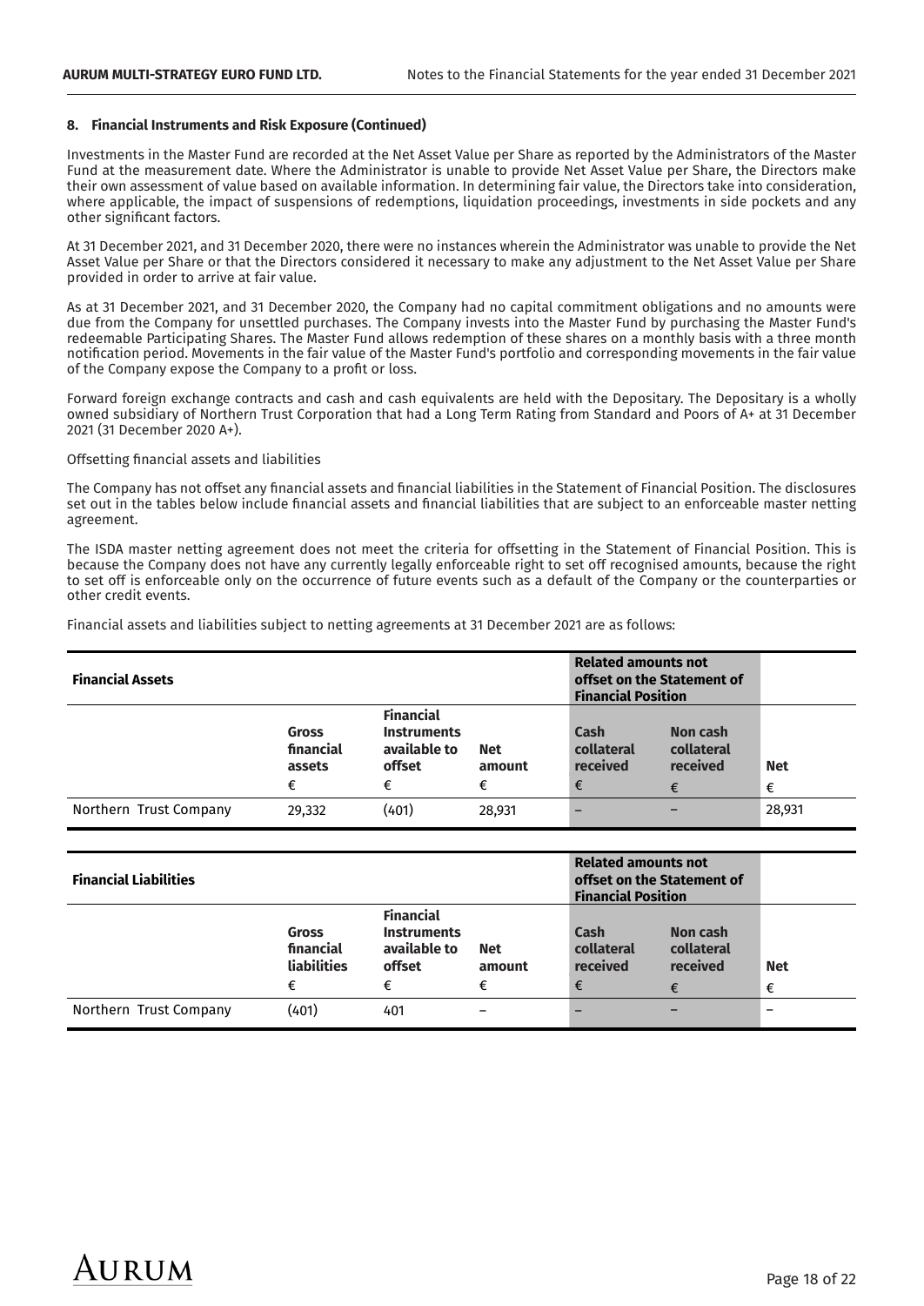### 8. Financial Instruments and Risk Exposure (Continued)

Investments in the Master Fund are recorded at the Net Asset Value per Share as reported by the Administrators of the Master Fund at the measurement date. Where the Administrator is unable to provide Net Asset Value per Share, the Directors make their own assessment of value based on available information. In determining fair value, the Directors take into consideration, where applicable, the impact of suspensions of redemptions, liquidation proceedings, investments in side pockets and any other significant factors.

At 31 December 2021, and 31 December 2020, there were no instances wherein the Administrator was unable to provide the Net Asset Value per Share or that the Directors considered it necessary to make any adjustment to the Net Asset Value per Share provided in order to arrive at fair value.

As at 31 December 2021, and 31 December 2020, the Company had no capital commitment obligations and no amounts were due from the Company for unsettled purchases. The Company invests into the Master Fund by purchasing the Master Fund's redeemable Participating Shares. The Master Fund allows redemption of these shares on a monthly basis with a three month notification period. Movements in the fair value of the Master Fund's portfolio and corresponding movements in the fair value of the Company expose the Company to a profit or loss.

Forward foreign exchange contracts and cash and cash equivalents are held with the Depositary. The Depositary is a wholly owned subsidiary of Northern Trust Corporation that had a Long Term Rating from Standard and Poors of A+ at 31 December 2021 (31 December 2020 A+).

Offsetting financial assets and liabilities

The Company has not offset any financial assets and financial liabilities in the Statement of Financial Position. The disclosures set out in the tables below include financial assets and financial liabilities that are subject to an enforceable master netting agreement.

The ISDA master netting agreement does not meet the criteria for offsetting in the Statement of Financial Position. This is because the Company does not have any currently legally enforceable right to set off recognised amounts, because the right to set off is enforceable only on the occurrence of future events such as a default of the Company or the counterparties or other credit events.

Financial assets and liabilities subject to netting agreements at 31 December 2021 are as follows:

| **Financial Assets** | | | | **Related amounts not offset on the Statement of Financial Position** | | |
|---|---|---|---|---|---|---|
| | **Gross financial assets** € | **Financial Instruments available to offset** € | **Net amount** € | **Cash collateral received** € | **Non cash collateral received** € | **Net** € |
| Northern Trust Company | 29,332 | (401) | 28,931 | – | – | 28,931 |

| **Financial Liabilities** | | | | **Related amounts not offset on the Statement of Financial Position** | | |
|---|---|---|---|---|---|---|
| | **Gross financial liabilities** € | **Financial Instruments available to offset** € | **Net amount** € | **Cash collateral received** € | **Non cash collateral received** € | **Net** € |
| Northern Trust Company | (401) | 401 | – | – | – | – |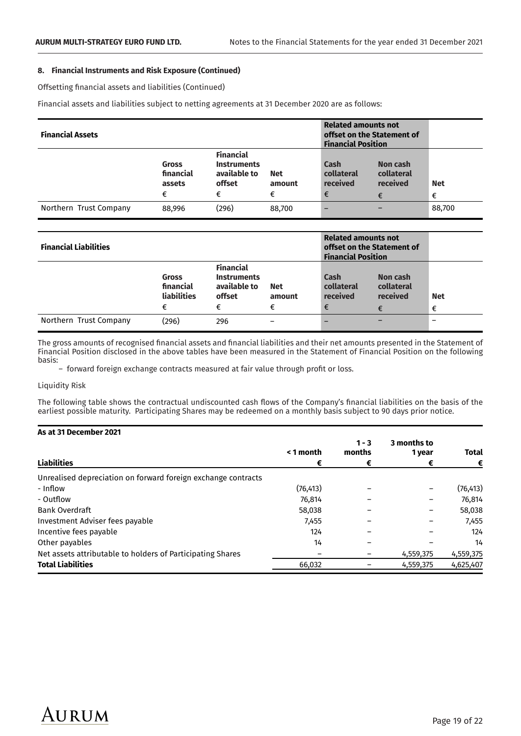### 8. Financial Instruments and Risk Exposure (Continued)

Offsetting financial assets and liabilities (Continued)

Financial assets and liabilities subject to netting agreements at 31 December 2020 are as follows:

| **Financial Assets** | | | | **Related amounts not offset on the Statement of Financial Position** | | |
|---|---|---|---|---|---|---|
| | **Gross financial assets** | **Financial Instruments available to offset** | **Net amount** | **Cash collateral received** | **Non cash collateral received** | **Net** |
| | € | € | € | € | € | € |
| Northern Trust Company | 88,996 | (296) | 88,700 | – | – | 88,700 |

| **Financial Liabilities** | | | | **Related amounts not offset on the Statement of Financial Position** | | |
|---|---|---|---|---|---|---|
| | **Gross financial liabilities** | **Financial Instruments available to offset** | **Net amount** | **Cash collateral received** | **Non cash collateral received** | **Net** |
| | € | € | € | € | € | € |
| Northern Trust Company | (296) | 296 | – | – | – | – |

The gross amounts of recognised financial assets and financial liabilities and their net amounts presented in the Statement of Financial Position disclosed in the above tables have been measured in the Statement of Financial Position on the following basis:

- forward foreign exchange contracts measured at fair value through profit or loss.

Liquidity Risk

The following table shows the contractual undiscounted cash flows of the Company's financial liabilities on the basis of the earliest possible maturity. Participating Shares may be redeemed on a monthly basis subject to 90 days prior notice.

| **As at 31 December 2021** | | | | |
|---|---|---|---|---|
| **Liabilities** | **< 1 month** € | **1 - 3 months** € | **3 months to 1 year** € | **Total** € |
| Unrealised depreciation on forward foreign exchange contracts | | | | |
| - Inflow | (76,413) | – | – | (76,413) |
| - Outflow | 76,814 | – | – | 76,814 |
| Bank Overdraft | 58,038 | – | – | 58,038 |
| Investment Adviser fees payable | 7,455 | – | – | 7,455 |
| Incentive fees payable | 124 | – | – | 124 |
| Other payables | 14 | – | – | 14 |
| Net assets attributable to holders of Participating Shares | – | – | 4,559,375 | 4,559,375 |
| **Total Liabilities** | 66,032 | – | 4,559,375 | 4,625,407 |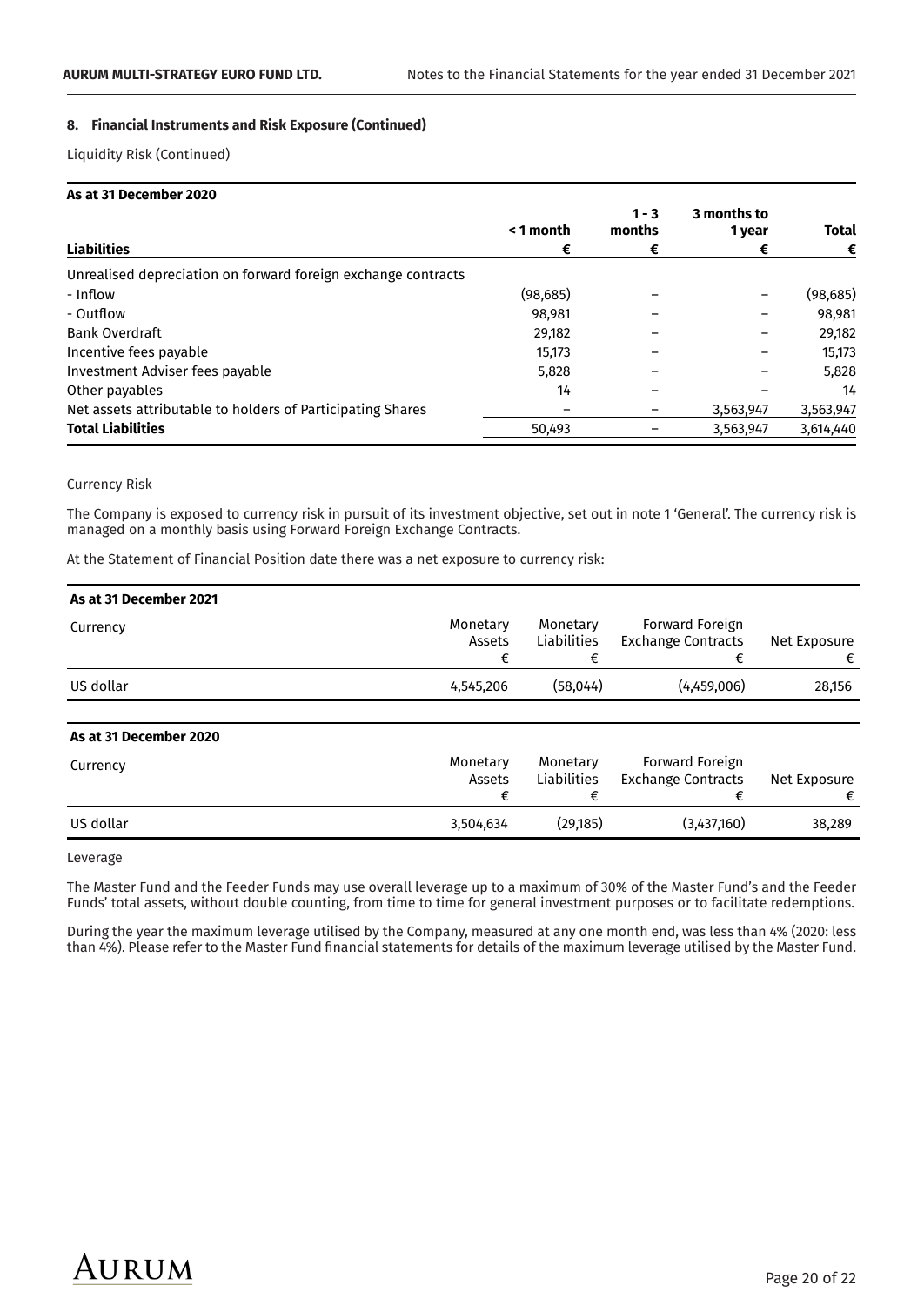**8. Financial Instruments and Risk Exposure (Continued)**

Liquidity Risk (Continued)

| **As at 31 December 2020** | | | | |
|---|---|---|---|---|
| **Liabilities** | **< 1 month €** | **1 - 3 months €** | **3 months to 1 year €** | **Total €** |
| Unrealised depreciation on forward foreign exchange contracts | | | | |
| - Inflow | (98,685) | – | – | (98,685) |
| - Outflow | 98,981 | – | – | 98,981 |
| Bank Overdraft | 29,182 | – | – | 29,182 |
| Incentive fees payable | 15,173 | – | – | 15,173 |
| Investment Adviser fees payable | 5,828 | – | – | 5,828 |
| Other payables | 14 | – | – | 14 |
| Net assets attributable to holders of Participating Shares | – | – | 3,563,947 | 3,563,947 |
| **Total Liabilities** | 50,493 | – | 3,563,947 | 3,614,440 |

Currency Risk

The Company is exposed to currency risk in pursuit of its investment objective, set out in note 1 'General'. The currency risk is managed on a monthly basis using Forward Foreign Exchange Contracts.

At the Statement of Financial Position date there was a net exposure to currency risk:

| **As at 31 December 2021** | | | | |
|---|---|---|---|---|
| Currency | Monetary Assets € | Monetary Liabilities € | Forward Foreign Exchange Contracts € | Net Exposure € |
| US dollar | 4,545,206 | (58,044) | (4,459,006) | 28,156 |

| **As at 31 December 2020** | | | | |
|---|---|---|---|---|
| Currency | Monetary Assets € | Monetary Liabilities € | Forward Foreign Exchange Contracts € | Net Exposure € |
| US dollar | 3,504,634 | (29,185) | (3,437,160) | 38,289 |

Leverage

The Master Fund and the Feeder Funds may use overall leverage up to a maximum of 30% of the Master Fund's and the Feeder Funds' total assets, without double counting, from time to time for general investment purposes or to facilitate redemptions.

During the year the maximum leverage utilised by the Company, measured at any one month end, was less than 4% (2020: less than 4%). Please refer to the Master Fund financial statements for details of the maximum leverage utilised by the Master Fund.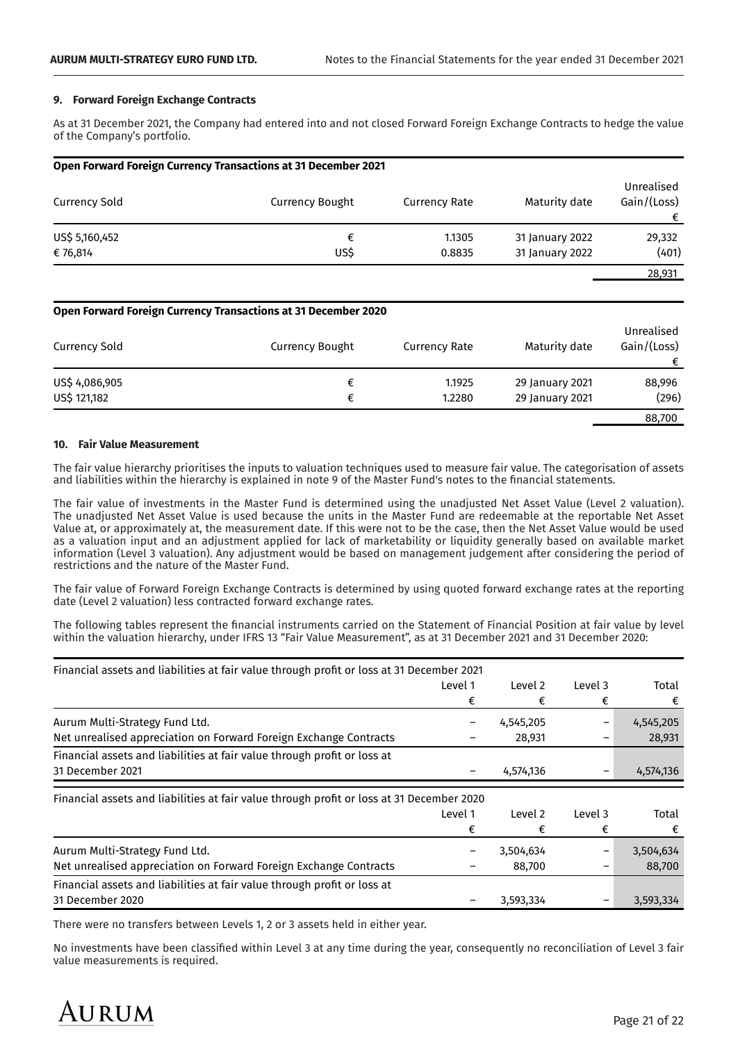## 9. Forward Foreign Exchange Contracts

As at 31 December 2021, the Company had entered into and not closed Forward Foreign Exchange Contracts to hedge the value of the Company's portfolio.

**Open Forward Foreign Currency Transactions at 31 December 2021**

| Currency Sold | Currency Bought | Currency Rate | Maturity date | Unrealised Gain/(Loss) € |
|---|---|---|---|---|
| US$ 5,160,452 | € | 1.1305 | 31 January 2022 | 29,332 |
| € 76,814 | US$ | 0.8835 | 31 January 2022 | (401) |
| | | | | 28,931 |

**Open Forward Foreign Currency Transactions at 31 December 2020**

| Currency Sold | Currency Bought | Currency Rate | Maturity date | Unrealised Gain/(Loss) € |
|---|---|---|---|---|
| US$ 4,086,905 | € | 1.1925 | 29 January 2021 | 88,996 |
| US$ 121,182 | € | 1.2280 | 29 January 2021 | (296) |
| | | | | 88,700 |

## 10. Fair Value Measurement

The fair value hierarchy prioritises the inputs to valuation techniques used to measure fair value. The categorisation of assets and liabilities within the hierarchy is explained in note 9 of the Master Fund's notes to the financial statements.

The fair value of investments in the Master Fund is determined using the unadjusted Net Asset Value (Level 2 valuation). The unadjusted Net Asset Value is used because the units in the Master Fund are redeemable at the reportable Net Asset Value at, or approximately at, the measurement date. If this were not to be the case, then the Net Asset Value would be used as a valuation input and an adjustment applied for lack of marketability or liquidity generally based on available market information (Level 3 valuation). Any adjustment would be based on management judgement after considering the period of restrictions and the nature of the Master Fund.

The fair value of Forward Foreign Exchange Contracts is determined by using quoted forward exchange rates at the reporting date (Level 2 valuation) less contracted forward exchange rates.

The following tables represent the financial instruments carried on the Statement of Financial Position at fair value by level within the valuation hierarchy, under IFRS 13 "Fair Value Measurement", as at 31 December 2021 and 31 December 2020:

| Financial assets and liabilities at fair value through profit or loss at 31 December 2021 | Level 1 € | Level 2 € | Level 3 € | Total € |
|---|---|---|---|---|
| Aurum Multi-Strategy Fund Ltd. | – | 4,545,205 | – | 4,545,205 |
| Net unrealised appreciation on Forward Foreign Exchange Contracts | – | 28,931 | – | 28,931 |
| Financial assets and liabilities at fair value through profit or loss at 31 December 2021 | – | 4,574,136 | – | 4,574,136 |

| Financial assets and liabilities at fair value through profit or loss at 31 December 2020 | Level 1 € | Level 2 € | Level 3 € | Total € |
|---|---|---|---|---|
| Aurum Multi-Strategy Fund Ltd. | – | 3,504,634 | – | 3,504,634 |
| Net unrealised appreciation on Forward Foreign Exchange Contracts | – | 88,700 | – | 88,700 |
| Financial assets and liabilities at fair value through profit or loss at 31 December 2020 | – | 3,593,334 | – | 3,593,334 |

There were no transfers between Levels 1, 2 or 3 assets held in either year.

No investments have been classified within Level 3 at any time during the year, consequently no reconciliation of Level 3 fair value measurements is required.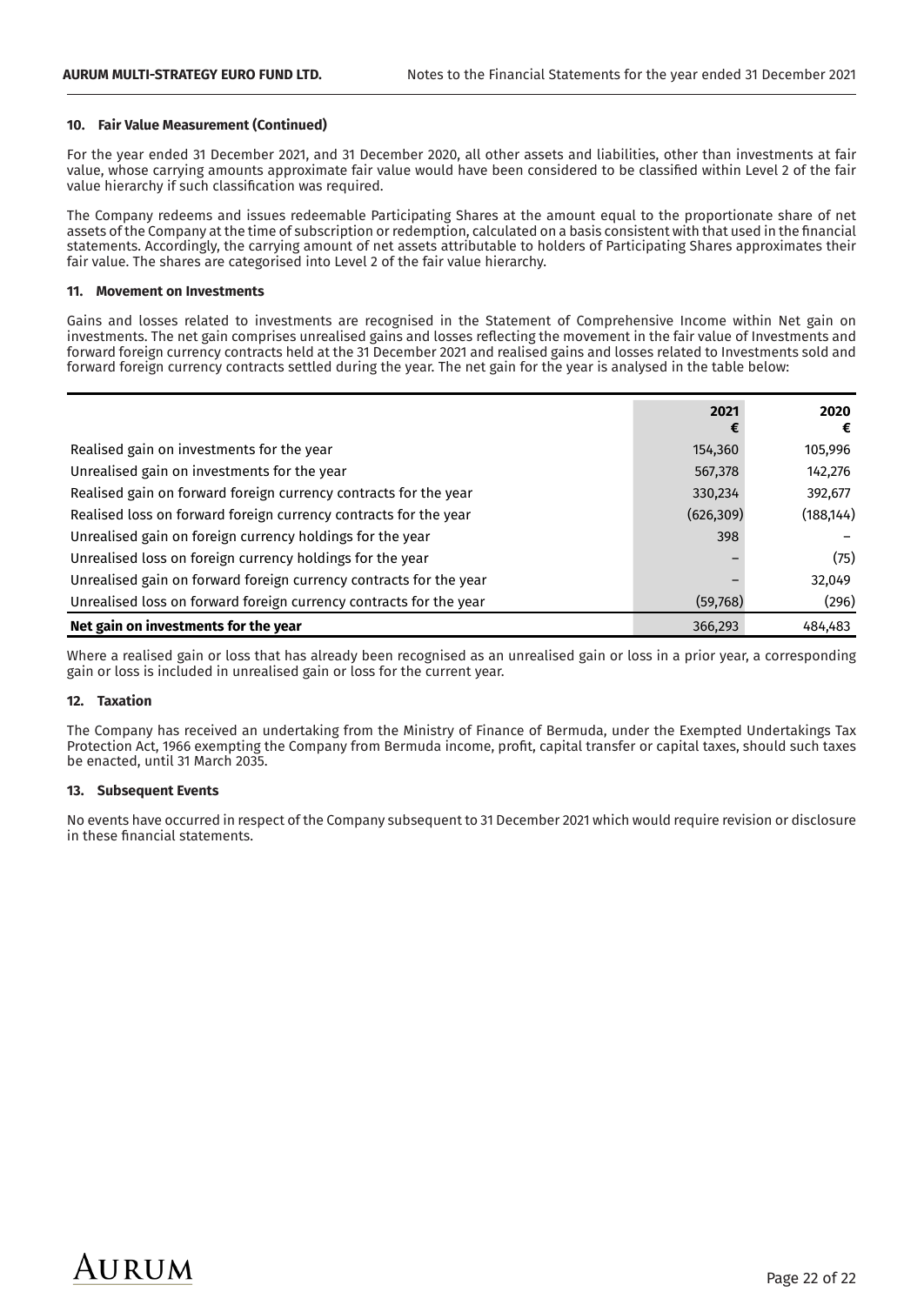### 10. Fair Value Measurement (Continued)

For the year ended 31 December 2021, and 31 December 2020, all other assets and liabilities, other than investments at fair value, whose carrying amounts approximate fair value would have been considered to be classified within Level 2 of the fair value hierarchy if such classification was required.

The Company redeems and issues redeemable Participating Shares at the amount equal to the proportionate share of net assets of the Company at the time of subscription or redemption, calculated on a basis consistent with that used in the financial statements. Accordingly, the carrying amount of net assets attributable to holders of Participating Shares approximates their fair value. The shares are categorised into Level 2 of the fair value hierarchy.

### 11. Movement on Investments

Gains and losses related to investments are recognised in the Statement of Comprehensive Income within Net gain on investments. The net gain comprises unrealised gains and losses reflecting the movement in the fair value of Investments and forward foreign currency contracts held at the 31 December 2021 and realised gains and losses related to Investments sold and forward foreign currency contracts settled during the year. The net gain for the year is analysed in the table below:

| | 2021<br>€ | 2020<br>€ |
|---|---|---|
| Realised gain on investments for the year | 154,360 | 105,996 |
| Unrealised gain on investments for the year | 567,378 | 142,276 |
| Realised gain on forward foreign currency contracts for the year | 330,234 | 392,677 |
| Realised loss on forward foreign currency contracts for the year | (626,309) | (188,144) |
| Unrealised gain on foreign currency holdings for the year | 398 | – |
| Unrealised loss on foreign currency holdings for the year | – | (75) |
| Unrealised gain on forward foreign currency contracts for the year | – | 32,049 |
| Unrealised loss on forward foreign currency contracts for the year | (59,768) | (296) |
| **Net gain on investments for the year** | 366,293 | 484,483 |

Where a realised gain or loss that has already been recognised as an unrealised gain or loss in a prior year, a corresponding gain or loss is included in unrealised gain or loss for the current year.

### 12. Taxation

The Company has received an undertaking from the Ministry of Finance of Bermuda, under the Exempted Undertakings Tax Protection Act, 1966 exempting the Company from Bermuda income, profit, capital transfer or capital taxes, should such taxes be enacted, until 31 March 2035.

### 13. Subsequent Events

No events have occurred in respect of the Company subsequent to 31 December 2021 which would require revision or disclosure in these financial statements.